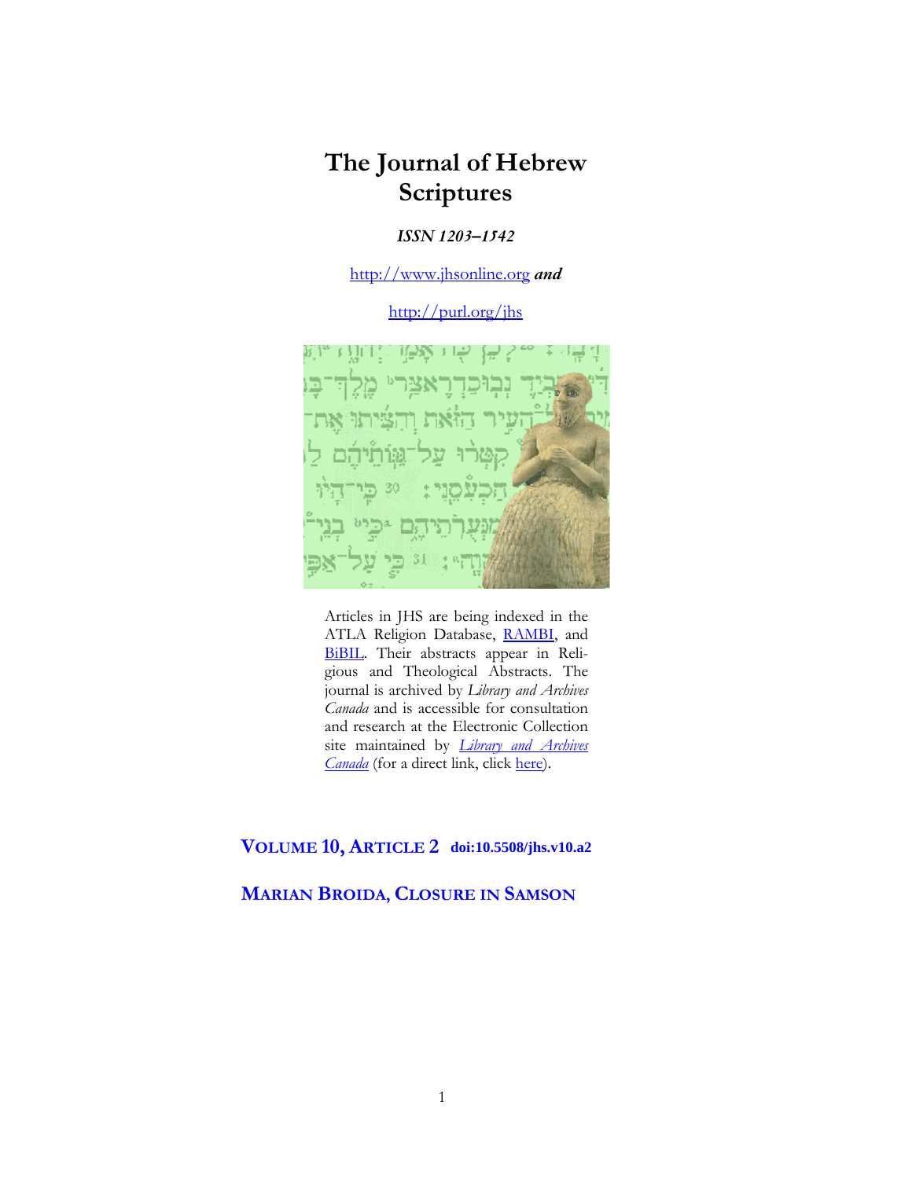# The Journal of Hebrew Scriptures

***ISSN 1203–1542***

http://www.jhsonline.org ***and***

http://purl.org/jhs

Articles in JHS are being indexed in the ATLA Religion Database, RAMBI, and BiBIL. Their abstracts appear in Religious and Theological Abstracts. The journal is archived by *Library and Archives Canada* and is accessible for consultation and research at the Electronic Collection site maintained by *Library and Archives Canada* (for a direct link, click here).

## VOLUME 10, ARTICLE 2 doi:10.5508/jhs.v10.a2

## MARIAN BROIDA, CLOSURE IN SAMSON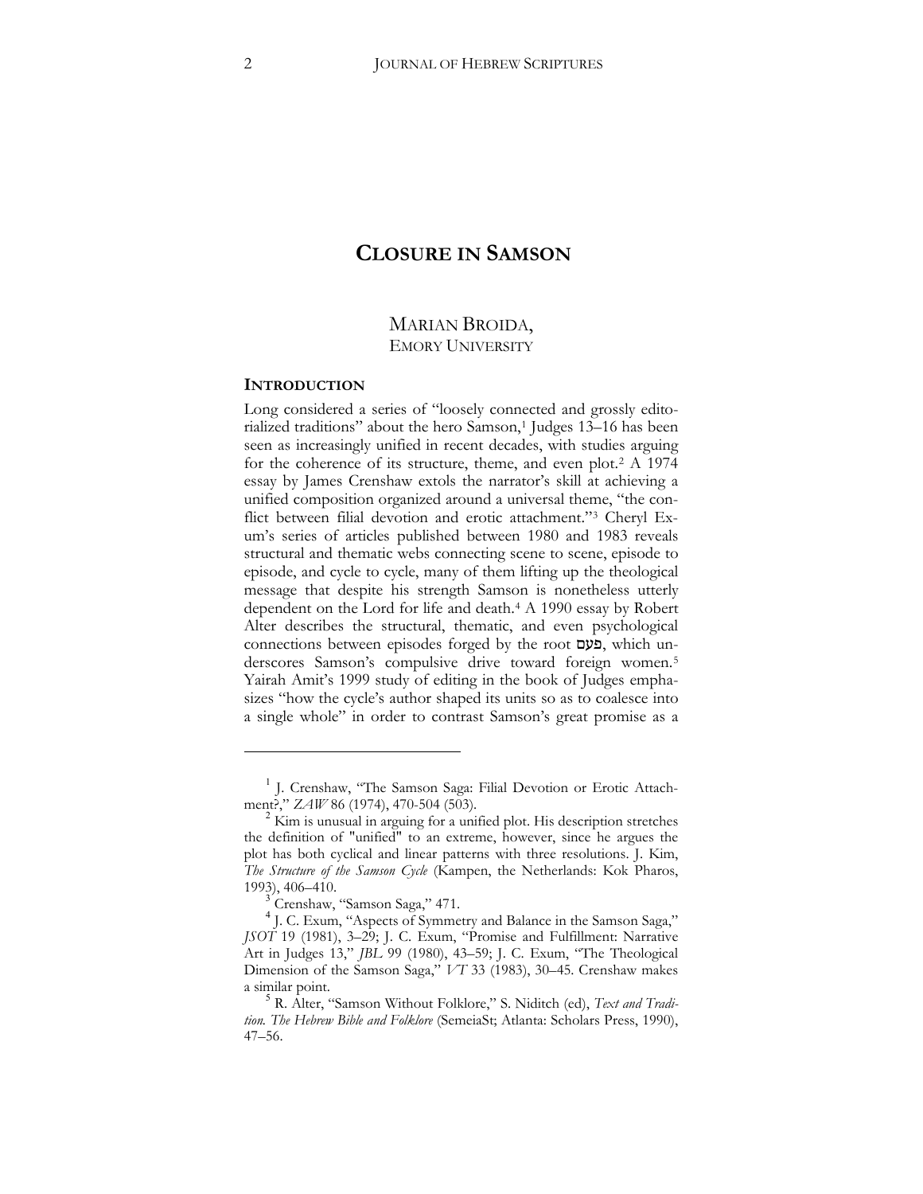# CLOSURE IN SAMSON

MARIAN BROIDA,
EMORY UNIVERSITY

## INTRODUCTION

Long considered a series of "loosely connected and grossly editorialized traditions" about the hero Samson,[1] Judges 13–16 has been seen as increasingly unified in recent decades, with studies arguing for the coherence of its structure, theme, and even plot.[2] A 1974 essay by James Crenshaw extols the narrator's skill at achieving a unified composition organized around a universal theme, "the conflict between filial devotion and erotic attachment."[3] Cheryl Exum's series of articles published between 1980 and 1983 reveals structural and thematic webs connecting scene to scene, episode to episode, and cycle to cycle, many of them lifting up the theological message that despite his strength Samson is nonetheless utterly dependent on the Lord for life and death.[4] A 1990 essay by Robert Alter describes the structural, thematic, and even psychological connections between episodes forged by the root פעם, which underscores Samson's compulsive drive toward foreign women.[5] Yairah Amit's 1999 study of editing in the book of Judges emphasizes "how the cycle's author shaped its units so as to coalesce into a single whole" in order to contrast Samson's great promise as a

---

[1] J. Crenshaw, "The Samson Saga: Filial Devotion or Erotic Attachment?," *ZAW* 86 (1974), 470-504 (503).

[2] Kim is unusual in arguing for a unified plot. His description stretches the definition of "unified" to an extreme, however, since he argues the plot has both cyclical and linear patterns with three resolutions. J. Kim, *The Structure of the Samson Cycle* (Kampen, the Netherlands: Kok Pharos, 1993), 406–410.

[3] Crenshaw, "Samson Saga," 471.

[4] J. C. Exum, "Aspects of Symmetry and Balance in the Samson Saga," *JSOT* 19 (1981), 3–29; J. C. Exum, "Promise and Fulfillment: Narrative Art in Judges 13," *JBL* 99 (1980), 43–59; J. C. Exum, "The Theological Dimension of the Samson Saga," *VT* 33 (1983), 30–45. Crenshaw makes a similar point.

[5] R. Alter, "Samson Without Folklore," S. Niditch (ed), *Text and Tradition. The Hebrew Bible and Folklore* (SemeiaSt; Atlanta: Scholars Press, 1990), 47–56.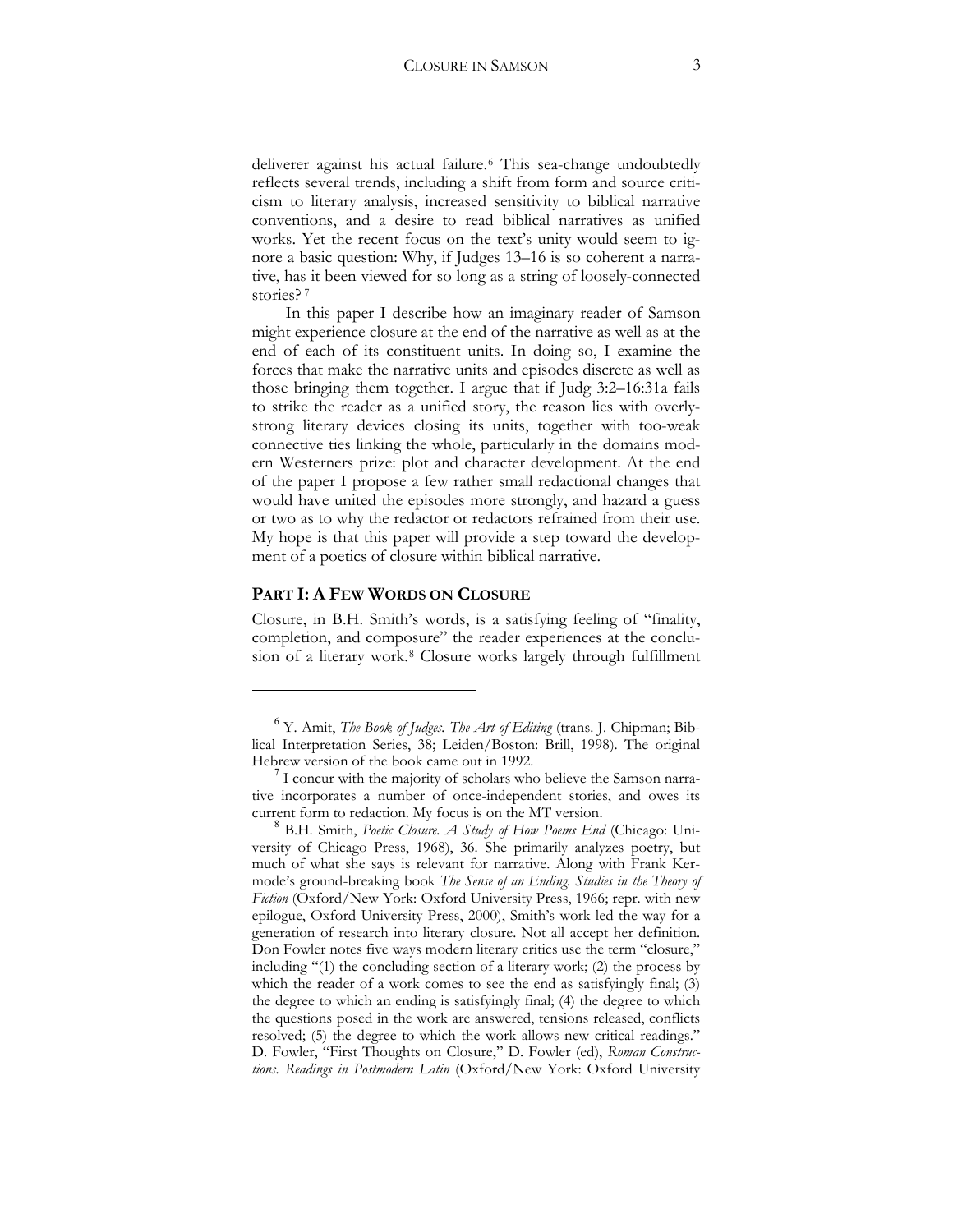deliverer against his actual failure.[6] This sea-change undoubtedly reflects several trends, including a shift from form and source criticism to literary analysis, increased sensitivity to biblical narrative conventions, and a desire to read biblical narratives as unified works. Yet the recent focus on the text's unity would seem to ignore a basic question: Why, if Judges 13–16 is so coherent a narrative, has it been viewed for so long as a string of loosely-connected stories?[7]

In this paper I describe how an imaginary reader of Samson might experience closure at the end of the narrative as well as at the end of each of its constituent units. In doing so, I examine the forces that make the narrative units and episodes discrete as well as those bringing them together. I argue that if Judg 3:2–16:31a fails to strike the reader as a unified story, the reason lies with overly-strong literary devices closing its units, together with too-weak connective ties linking the whole, particularly in the domains modern Westerners prize: plot and character development. At the end of the paper I propose a few rather small redactional changes that would have united the episodes more strongly, and hazard a guess or two as to why the redactor or redactors refrained from their use. My hope is that this paper will provide a step toward the development of a poetics of closure within biblical narrative.

## PART I: A FEW WORDS ON CLOSURE

Closure, in B.H. Smith's words, is a satisfying feeling of "finality, completion, and composure" the reader experiences at the conclusion of a literary work.[8] Closure works largely through fulfillment

---

[6] Y. Amit, *The Book of Judges. The Art of Editing* (trans. J. Chipman; Biblical Interpretation Series, 38; Leiden/Boston: Brill, 1998). The original Hebrew version of the book came out in 1992.

[7] I concur with the majority of scholars who believe the Samson narrative incorporates a number of once-independent stories, and owes its current form to redaction. My focus is on the MT version.

[8] B.H. Smith, *Poetic Closure. A Study of How Poems End* (Chicago: University of Chicago Press, 1968), 36. She primarily analyzes poetry, but much of what she says is relevant for narrative. Along with Frank Kermode's ground-breaking book *The Sense of an Ending. Studies in the Theory of Fiction* (Oxford/New York: Oxford University Press, 1966; repr. with new epilogue, Oxford University Press, 2000), Smith's work led the way for a generation of research into literary closure. Not all accept her definition. Don Fowler notes five ways modern literary critics use the term "closure," including "(1) the concluding section of a literary work; (2) the process by which the reader of a work comes to see the end as satisfyingly final; (3) the degree to which an ending is satisfyingly final; (4) the degree to which the questions posed in the work are answered, tensions released, conflicts resolved; (5) the degree to which the work allows new critical readings." D. Fowler, "First Thoughts on Closure," D. Fowler (ed), *Roman Constructions. Readings in Postmodern Latin* (Oxford/New York: Oxford University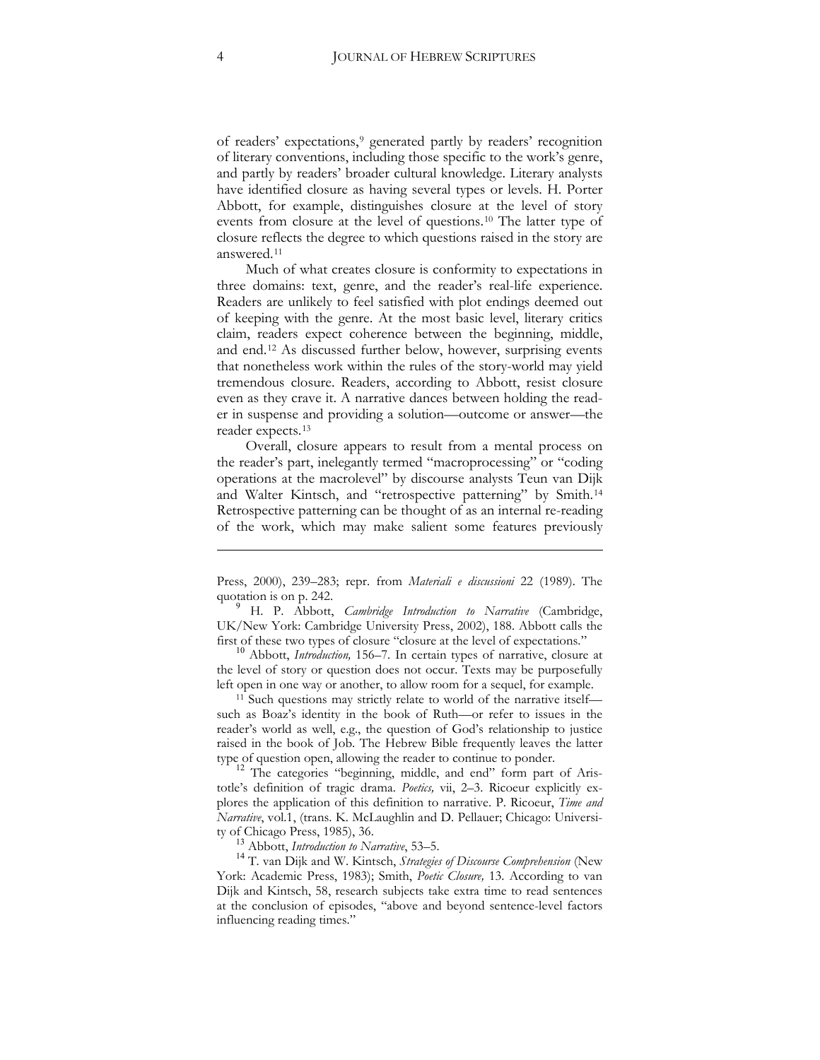of readers' expectations,[9] generated partly by readers' recognition of literary conventions, including those specific to the work's genre, and partly by readers' broader cultural knowledge. Literary analysts have identified closure as having several types or levels. H. Porter Abbott, for example, distinguishes closure at the level of story events from closure at the level of questions.[10] The latter type of closure reflects the degree to which questions raised in the story are answered.[11]

Much of what creates closure is conformity to expectations in three domains: text, genre, and the reader's real-life experience. Readers are unlikely to feel satisfied with plot endings deemed out of keeping with the genre. At the most basic level, literary critics claim, readers expect coherence between the beginning, middle, and end.[12] As discussed further below, however, surprising events that nonetheless work within the rules of the story-world may yield tremendous closure. Readers, according to Abbott, resist closure even as they crave it. A narrative dances between holding the reader in suspense and providing a solution—outcome or answer—the reader expects.[13]

Overall, closure appears to result from a mental process on the reader's part, inelegantly termed "macroprocessing" or "coding operations at the macrolevel" by discourse analysts Teun van Dijk and Walter Kintsch, and "retrospective patterning" by Smith.[14] Retrospective patterning can be thought of as an internal re-reading of the work, which may make salient some features previously

---

Press, 2000), 239–283; repr. from *Materiali e discussioni* 22 (1989). The quotation is on p. 242.

[9] H. P. Abbott, *Cambridge Introduction to Narrative* (Cambridge, UK/New York: Cambridge University Press, 2002), 188. Abbott calls the first of these two types of closure "closure at the level of expectations."

[10] Abbott, *Introduction,* 156–7. In certain types of narrative, closure at the level of story or question does not occur. Texts may be purposefully left open in one way or another, to allow room for a sequel, for example.

[11] Such questions may strictly relate to world of the narrative itself—such as Boaz's identity in the book of Ruth—or refer to issues in the reader's world as well, e.g., the question of God's relationship to justice raised in the book of Job. The Hebrew Bible frequently leaves the latter type of question open, allowing the reader to continue to ponder.

[12] The categories "beginning, middle, and end" form part of Aristotle's definition of tragic drama. *Poetics,* vii, 2–3. Ricoeur explicitly explores the application of this definition to narrative. P. Ricoeur, *Time and Narrative*, vol.1, (trans. K. McLaughlin and D. Pellauer; Chicago: University of Chicago Press, 1985), 36.

[13] Abbott, *Introduction to Narrative*, 53–5.

[14] T. van Dijk and W. Kintsch, *Strategies of Discourse Comprehension* (New York: Academic Press, 1983); Smith, *Poetic Closure,* 13. According to van Dijk and Kintsch, 58, research subjects take extra time to read sentences at the conclusion of episodes, "above and beyond sentence-level factors influencing reading times."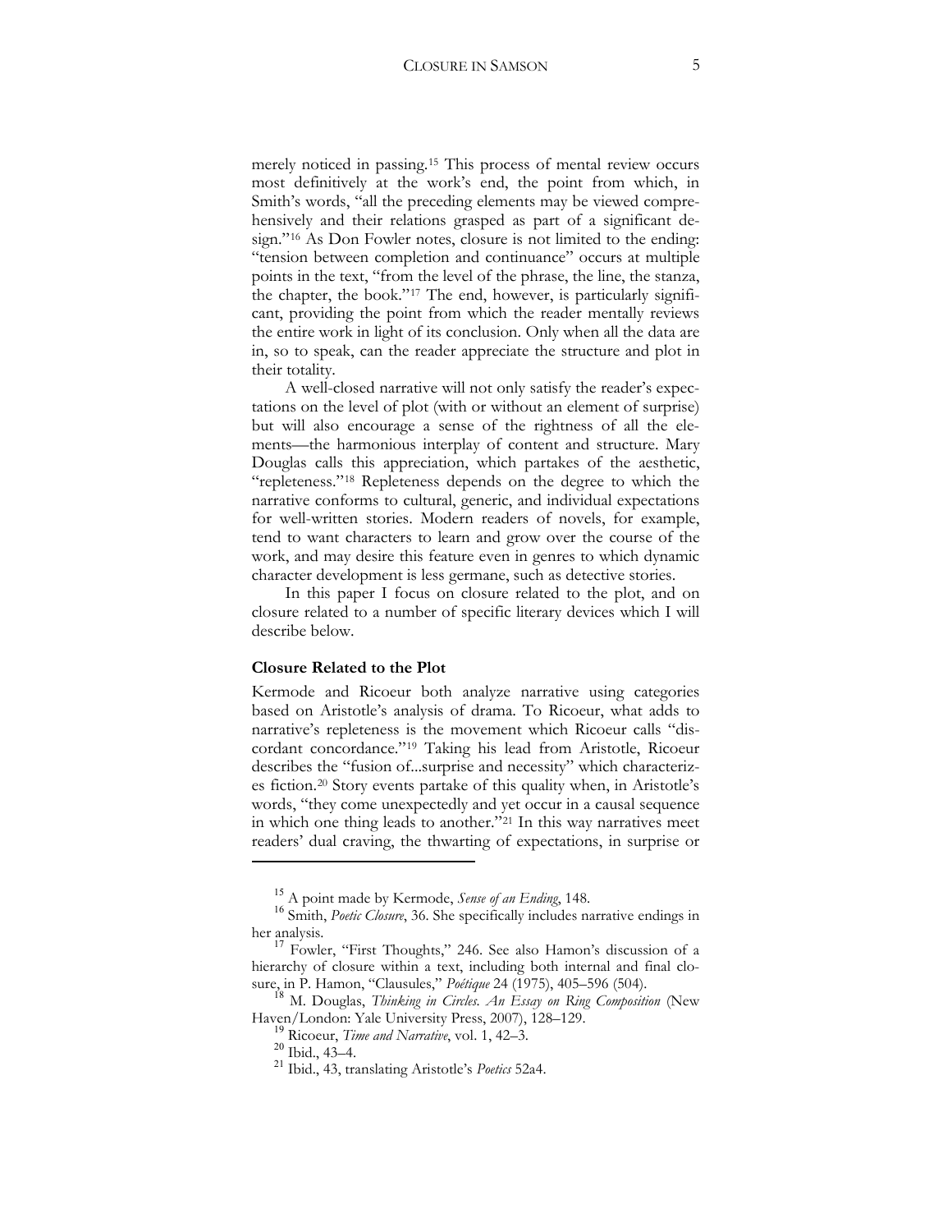merely noticed in passing.[15] This process of mental review occurs most definitively at the work's end, the point from which, in Smith's words, "all the preceding elements may be viewed comprehensively and their relations grasped as part of a significant design."[16] As Don Fowler notes, closure is not limited to the ending: "tension between completion and continuance" occurs at multiple points in the text, "from the level of the phrase, the line, the stanza, the chapter, the book."[17] The end, however, is particularly significant, providing the point from which the reader mentally reviews the entire work in light of its conclusion. Only when all the data are in, so to speak, can the reader appreciate the structure and plot in their totality.

A well-closed narrative will not only satisfy the reader's expectations on the level of plot (with or without an element of surprise) but will also encourage a sense of the rightness of all the elements—the harmonious interplay of content and structure. Mary Douglas calls this appreciation, which partakes of the aesthetic, "repleteness."[18] Repleteness depends on the degree to which the narrative conforms to cultural, generic, and individual expectations for well-written stories. Modern readers of novels, for example, tend to want characters to learn and grow over the course of the work, and may desire this feature even in genres to which dynamic character development is less germane, such as detective stories.

In this paper I focus on closure related to the plot, and on closure related to a number of specific literary devices which I will describe below.

### Closure Related to the Plot

Kermode and Ricoeur both analyze narrative using categories based on Aristotle's analysis of drama. To Ricoeur, what adds to narrative's repleteness is the movement which Ricoeur calls "discordant concordance."[19] Taking his lead from Aristotle, Ricoeur describes the "fusion of...surprise and necessity" which characterizes fiction.[20] Story events partake of this quality when, in Aristotle's words, "they come unexpectedly and yet occur in a causal sequence in which one thing leads to another."[21] In this way narratives meet readers' dual craving, the thwarting of expectations, in surprise or

---

[15] A point made by Kermode, *Sense of an Ending*, 148.

[16] Smith, *Poetic Closure*, 36. She specifically includes narrative endings in her analysis.

[17] Fowler, "First Thoughts," 246. See also Hamon's discussion of a hierarchy of closure within a text, including both internal and final closure, in P. Hamon, "Clausules," *Poétique* 24 (1975), 405–596 (504).

[18] M. Douglas, *Thinking in Circles. An Essay on Ring Composition* (New Haven/London: Yale University Press, 2007), 128–129.

[19] Ricoeur, *Time and Narrative*, vol. 1, 42–3.

[20] Ibid., 43–4.

[21] Ibid., 43, translating Aristotle's *Poetics* 52a4.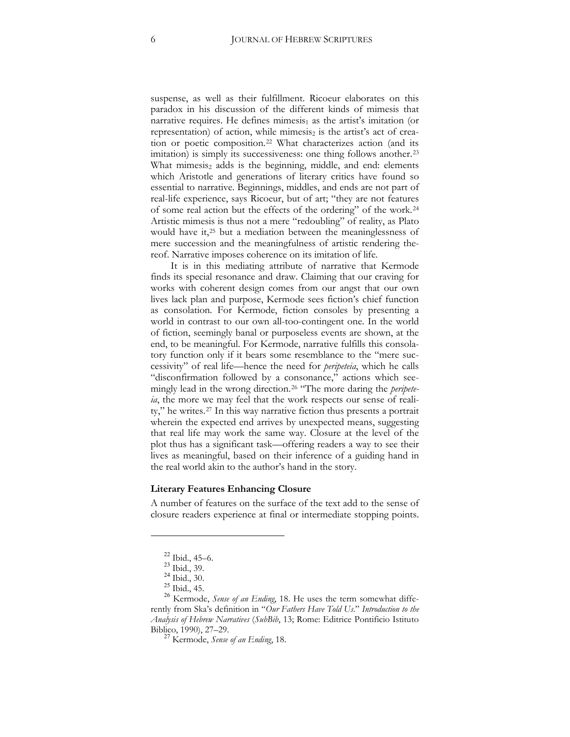suspense, as well as their fulfillment. Ricoeur elaborates on this paradox in his discussion of the different kinds of mimesis that narrative requires. He defines $mimesis_1$ as the artist's imitation (or representation) of action, while $mimesis_2$ is the artist's act of creation or poetic composition.[22] What characterizes action (and its imitation) is simply its successiveness: one thing follows another.[23] What $mimesis_2$ adds is the beginning, middle, and end: elements which Aristotle and generations of literary critics have found so essential to narrative. Beginnings, middles, and ends are not part of real-life experience, says Ricoeur, but of art; "they are not features of some real action but the effects of the ordering" of the work.[24] Artistic mimesis is thus not a mere "redoubling" of reality, as Plato would have it,[25] but a mediation between the meaninglessness of mere succession and the meaningfulness of artistic rendering thereof. Narrative imposes coherence on its imitation of life.

It is in this mediating attribute of narrative that Kermode finds its special resonance and draw. Claiming that our craving for works with coherent design comes from our angst that our own lives lack plan and purpose, Kermode sees fiction's chief function as consolation. For Kermode, fiction consoles by presenting a world in contrast to our own all-too-contingent one. In the world of fiction, seemingly banal or purposeless events are shown, at the end, to be meaningful. For Kermode, narrative fulfills this consolatory function only if it bears some resemblance to the "mere successivity" of real life—hence the need for *peripeteia*, which he calls "disconfirmation followed by a consonance," actions which seemingly lead in the wrong direction.[26] "The more daring the *peripeteia*, the more we may feel that the work respects our sense of reality," he writes.[27] In this way narrative fiction thus presents a portrait wherein the expected end arrives by unexpected means, suggesting that real life may work the same way. Closure at the level of the plot thus has a significant task—offering readers a way to see their lives as meaningful, based on their inference of a guiding hand in the real world akin to the author's hand in the story.

### Literary Features Enhancing Closure

A number of features on the surface of the text add to the sense of closure readers experience at final or intermediate stopping points.

---

[22] Ibid., 45–6.

[23] Ibid., 39.

[24] Ibid., 30.

[25] Ibid., 45.

[26] Kermode, *Sense of an Ending*, 18. He uses the term somewhat differently from Ska's definition in "*Our Fathers Have Told Us*." *Introduction to the Analysis of Hebrew Narratives* (*SubBib*, 13; Rome: Editrice Pontificio Istituto Biblico, 1990), 27–29.

[27] Kermode, *Sense of an Ending*, 18.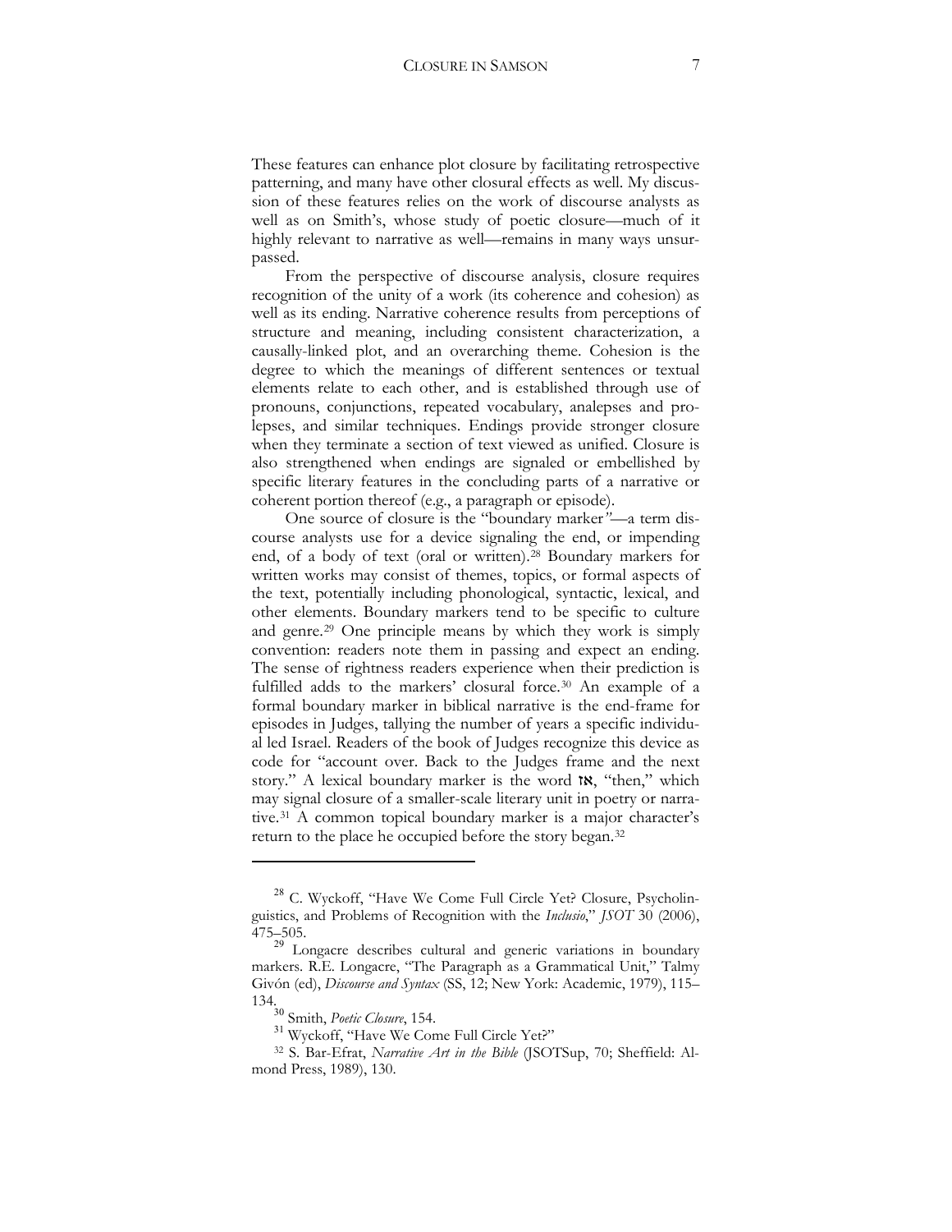These features can enhance plot closure by facilitating retrospective patterning, and many have other closural effects as well. My discussion of these features relies on the work of discourse analysts as well as on Smith's, whose study of poetic closure—much of it highly relevant to narrative as well—remains in many ways unsurpassed.

From the perspective of discourse analysis, closure requires recognition of the unity of a work (its coherence and cohesion) as well as its ending. Narrative coherence results from perceptions of structure and meaning, including consistent characterization, a causally-linked plot, and an overarching theme. Cohesion is the degree to which the meanings of different sentences or textual elements relate to each other, and is established through use of pronouns, conjunctions, repeated vocabulary, analepses and prolepses, and similar techniques. Endings provide stronger closure when they terminate a section of text viewed as unified. Closure is also strengthened when endings are signaled or embellished by specific literary features in the concluding parts of a narrative or coherent portion thereof (e.g., a paragraph or episode).

One source of closure is the "boundary marker"—a term discourse analysts use for a device signaling the end, or impending end, of a body of text (oral or written).[28] Boundary markers for written works may consist of themes, topics, or formal aspects of the text, potentially including phonological, syntactic, lexical, and other elements. Boundary markers tend to be specific to culture and genre.[29] One principle means by which they work is simply convention: readers note them in passing and expect an ending. The sense of rightness readers experience when their prediction is fulfilled adds to the markers' closural force.[30] An example of a formal boundary marker in biblical narrative is the end-frame for episodes in Judges, tallying the number of years a specific individual led Israel. Readers of the book of Judges recognize this device as code for "account over. Back to the Judges frame and the next story." A lexical boundary marker is the word אז, "then," which may signal closure of a smaller-scale literary unit in poetry or narrative.[31] A common topical boundary marker is a major character's return to the place he occupied before the story began.[32]

---

[28] C. Wyckoff, "Have We Come Full Circle Yet? Closure, Psycholinguistics, and Problems of Recognition with the *Inclusio*," *JSOT* 30 (2006), 475–505.

[29] Longacre describes cultural and generic variations in boundary markers. R.E. Longacre, "The Paragraph as a Grammatical Unit," Talmy Givón (ed), *Discourse and Syntax* (SS, 12; New York: Academic, 1979), 115–134.

[30] Smith, *Poetic Closure*, 154.

[31] Wyckoff, "Have We Come Full Circle Yet?"

[32] S. Bar-Efrat, *Narrative Art in the Bible* (JSOTSup, 70; Sheffield: Almond Press, 1989), 130.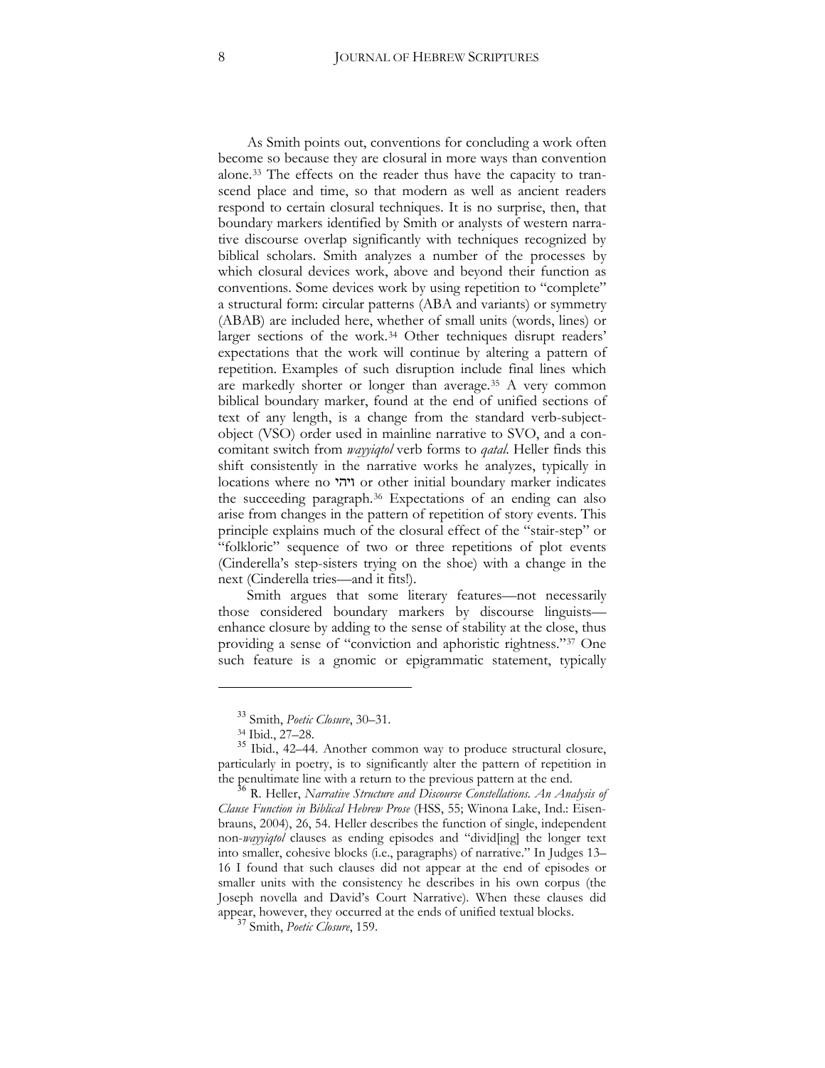As Smith points out, conventions for concluding a work often become so because they are closural in more ways than convention alone.[33] The effects on the reader thus have the capacity to transcend place and time, so that modern as well as ancient readers respond to certain closural techniques. It is no surprise, then, that boundary markers identified by Smith or analysts of western narrative discourse overlap significantly with techniques recognized by biblical scholars. Smith analyzes a number of the processes by which closural devices work, above and beyond their function as conventions. Some devices work by using repetition to "complete" a structural form: circular patterns (ABA and variants) or symmetry (ABAB) are included here, whether of small units (words, lines) or larger sections of the work.[34] Other techniques disrupt readers' expectations that the work will continue by altering a pattern of repetition. Examples of such disruption include final lines which are markedly shorter or longer than average.[35] A very common biblical boundary marker, found at the end of unified sections of text of any length, is a change from the standard verb-subject-object (VSO) order used in mainline narrative to SVO, and a concomitant switch from *wayyiqtol* verb forms to *qatal*. Heller finds this shift consistently in the narrative works he analyzes, typically in locations where no ויהי or other initial boundary marker indicates the succeeding paragraph.[36] Expectations of an ending can also arise from changes in the pattern of repetition of story events. This principle explains much of the closural effect of the "stair-step" or "folkloric" sequence of two or three repetitions of plot events (Cinderella's step-sisters trying on the shoe) with a change in the next (Cinderella tries—and it fits!).

Smith argues that some literary features—not necessarily those considered boundary markers by discourse linguists—enhance closure by adding to the sense of stability at the close, thus providing a sense of "conviction and aphoristic rightness."[37] One such feature is a gnomic or epigrammatic statement, typically

---

[33] Smith, *Poetic Closure*, 30–31.

[34] Ibid., 27–28.

[35] Ibid., 42–44. Another common way to produce structural closure, particularly in poetry, is to significantly alter the pattern of repetition in the penultimate line with a return to the previous pattern at the end.

[36] R. Heller, *Narrative Structure and Discourse Constellations. An Analysis of Clause Function in Biblical Hebrew Prose* (HSS, 55; Winona Lake, Ind.: Eisenbrauns, 2004), 26, 54. Heller describes the function of single, independent non-*wayyiqtol* clauses as ending episodes and "divid[ing] the longer text into smaller, cohesive blocks (i.e., paragraphs) of narrative." In Judges 13–16 I found that such clauses did not appear at the end of episodes or smaller units with the consistency he describes in his own corpus (the Joseph novella and David's Court Narrative). When these clauses did appear, however, they occurred at the ends of unified textual blocks.

[37] Smith, *Poetic Closure*, 159.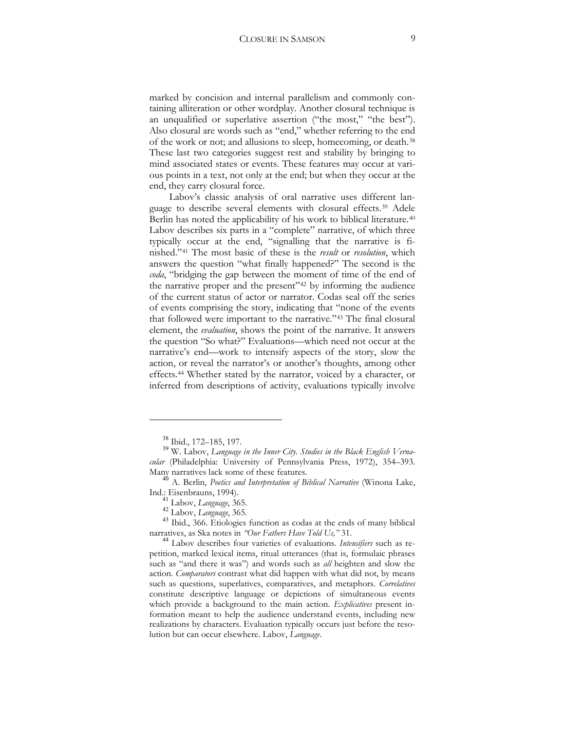marked by concision and internal parallelism and commonly containing alliteration or other wordplay. Another closural technique is an unqualified or superlative assertion ("the most," "the best"). Also closural are words such as "end," whether referring to the end of the work or not; and allusions to sleep, homecoming, or death.[38] These last two categories suggest rest and stability by bringing to mind associated states or events. These features may occur at various points in a text, not only at the end; but when they occur at the end, they carry closural force.

Labov's classic analysis of oral narrative uses different language to describe several elements with closural effects.[39] Adele Berlin has noted the applicability of his work to biblical literature.[40] Labov describes six parts in a "complete" narrative, of which three typically occur at the end, "signalling that the narrative is finished."[41] The most basic of these is the *result* or *resolution*, which answers the question "what finally happened?" The second is the *coda*, "bridging the gap between the moment of time of the end of the narrative proper and the present"[42] by informing the audience of the current status of actor or narrator. Codas seal off the series of events comprising the story, indicating that "none of the events that followed were important to the narrative."[43] The final closural element, the *evaluation*, shows the point of the narrative. It answers the question "So what?" Evaluations—which need not occur at the narrative's end—work to intensify aspects of the story, slow the action, or reveal the narrator's or another's thoughts, among other effects.[44] Whether stated by the narrator, voiced by a character, or inferred from descriptions of activity, evaluations typically involve

---

[38] Ibid., 172–185, 197.

[39] W. Labov, *Language in the Inner City. Studies in the Black English Vernacular* (Philadelphia: University of Pennsylvania Press, 1972), 354–393. Many narratives lack some of these features.

[40] A. Berlin, *Poetics and Interpretation of Biblical Narrative* (Winona Lake, Ind.: Eisenbrauns, 1994).

[41] Labov, *Language*, 365.

[42] Labov, *Language*, 365.

[43] Ibid., 366. Etiologies function as codas at the ends of many biblical narratives, as Ska notes in *"Our Fathers Have Told Us,"* 31.

[44] Labov describes four varieties of evaluations. *Intensifiers* such as repetition, marked lexical items, ritual utterances (that is, formulaic phrases such as "and there it was") and words such as *all* heighten and slow the action. *Comparators* contrast what did happen with what did not, by means such as questions, superlatives, comparatives, and metaphors. *Correlatives* constitute descriptive language or depictions of simultaneous events which provide a background to the main action. *Explicatives* present information meant to help the audience understand events, including new realizations by characters. Evaluation typically occurs just before the resolution but can occur elsewhere. Labov, *Language*.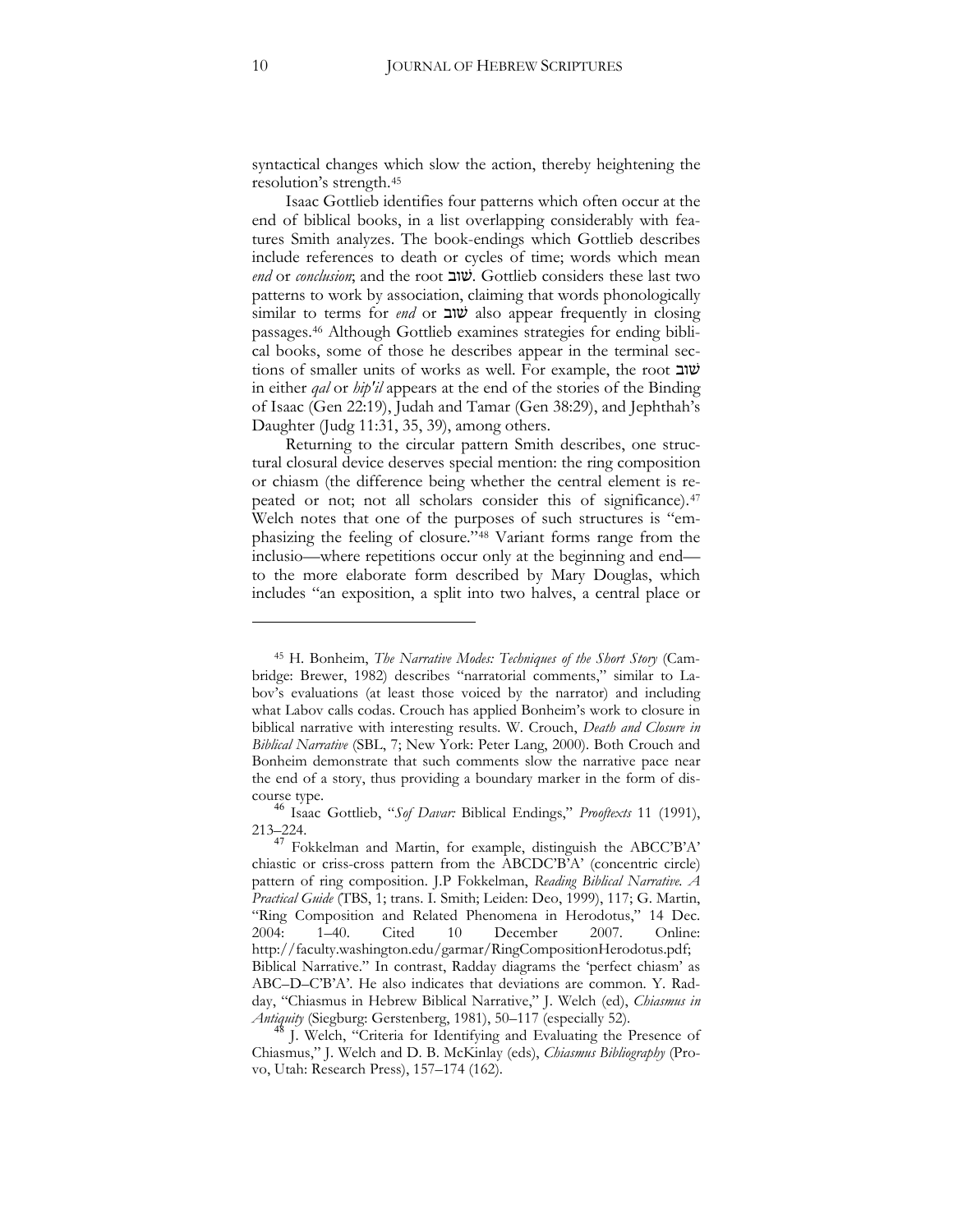syntactical changes which slow the action, thereby heightening the resolution's strength.[45]

Isaac Gottlieb identifies four patterns which often occur at the end of biblical books, in a list overlapping considerably with features Smith analyzes. The book-endings which Gottlieb describes include references to death or cycles of time; words which mean *end* or *conclusion*; and the root שׁוב. Gottlieb considers these last two patterns to work by association, claiming that words phonologically similar to terms for *end* or שׁוב also appear frequently in closing passages.[46] Although Gottlieb examines strategies for ending biblical books, some of those he describes appear in the terminal sections of smaller units of works as well. For example, the root שׁוב in either *qal* or *hip'il* appears at the end of the stories of the Binding of Isaac (Gen 22:19), Judah and Tamar (Gen 38:29), and Jephthah's Daughter (Judg 11:31, 35, 39), among others.

Returning to the circular pattern Smith describes, one structural closural device deserves special mention: the ring composition or chiasm (the difference being whether the central element is repeated or not; not all scholars consider this of significance).[47] Welch notes that one of the purposes of such structures is "emphasizing the feeling of closure."[48] Variant forms range from the inclusio—where repetitions occur only at the beginning and end—to the more elaborate form described by Mary Douglas, which includes "an exposition, a split into two halves, a central place or

---

[45] H. Bonheim, *The Narrative Modes: Techniques of the Short Story* (Cambridge: Brewer, 1982) describes "narratorial comments," similar to Labov's evaluations (at least those voiced by the narrator) and including what Labov calls codas. Crouch has applied Bonheim's work to closure in biblical narrative with interesting results. W. Crouch, *Death and Closure in Biblical Narrative* (SBL, 7; New York: Peter Lang, 2000). Both Crouch and Bonheim demonstrate that such comments slow the narrative pace near the end of a story, thus providing a boundary marker in the form of discourse type.

[46] Isaac Gottlieb, "*Sof Davar:* Biblical Endings," *Prooftexts* 11 (1991), 213–224.

[47] Fokkelman and Martin, for example, distinguish the ABCC'B'A' chiastic or criss-cross pattern from the ABCDC'B'A' (concentric circle) pattern of ring composition. J.P Fokkelman, *Reading Biblical Narrative. A Practical Guide* (TBS, 1; trans. I. Smith; Leiden: Deo, 1999), 117; G. Martin, "Ring Composition and Related Phenomena in Herodotus," 14 Dec. 2004: 1–40. Cited 10 December 2007. Online: http://faculty.washington.edu/garmar/RingCompositionHerodotus.pdf; Biblical Narrative." In contrast, Radday diagrams the 'perfect chiasm' as ABC–D–C'B'A'. He also indicates that deviations are common. Y. Radday, "Chiasmus in Hebrew Biblical Narrative," J. Welch (ed), *Chiasmus in Antiquity* (Siegburg: Gerstenberg, 1981), 50–117 (especially 52).

[48] J. Welch, "Criteria for Identifying and Evaluating the Presence of Chiasmus," J. Welch and D. B. McKinlay (eds), *Chiasmus Bibliography* (Provo, Utah: Research Press), 157–174 (162).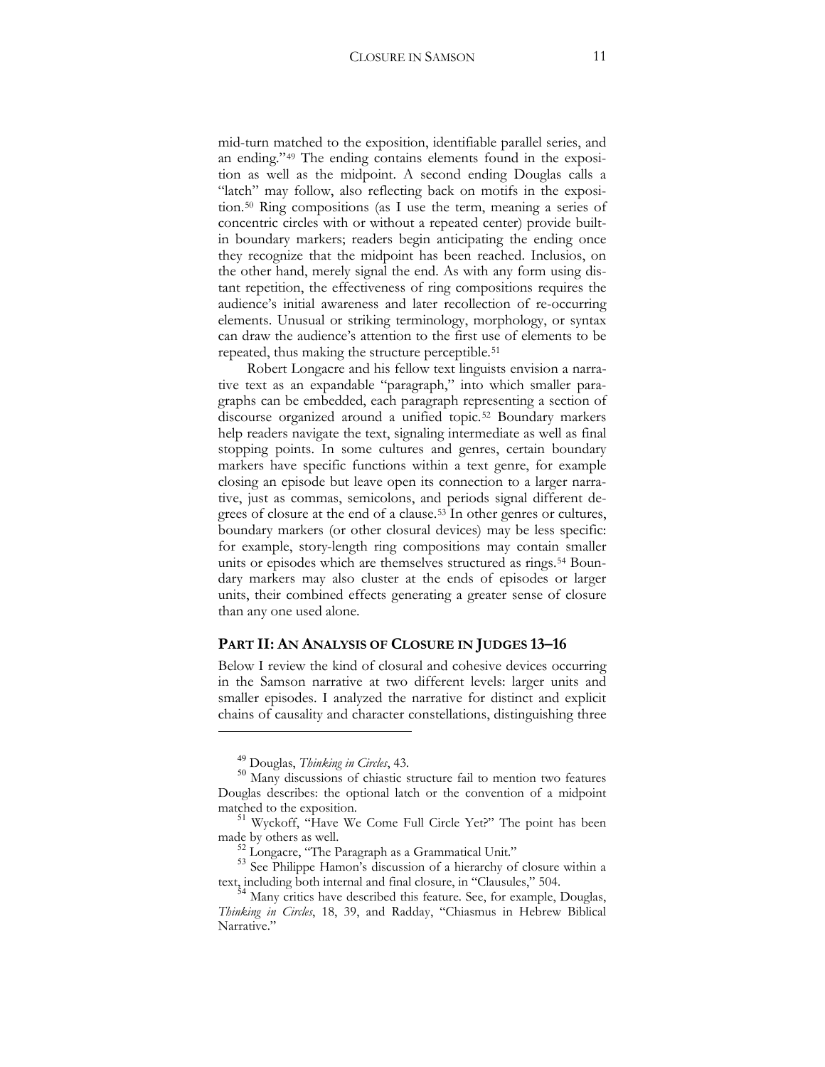mid-turn matched to the exposition, identifiable parallel series, and an ending."[49] The ending contains elements found in the exposition as well as the midpoint. A second ending Douglas calls a "latch" may follow, also reflecting back on motifs in the exposition.[50] Ring compositions (as I use the term, meaning a series of concentric circles with or without a repeated center) provide built-in boundary markers; readers begin anticipating the ending once they recognize that the midpoint has been reached. Inclusios, on the other hand, merely signal the end. As with any form using distant repetition, the effectiveness of ring compositions requires the audience's initial awareness and later recollection of re-occurring elements. Unusual or striking terminology, morphology, or syntax can draw the audience's attention to the first use of elements to be repeated, thus making the structure perceptible.[51]

Robert Longacre and his fellow text linguists envision a narrative text as an expandable "paragraph," into which smaller paragraphs can be embedded, each paragraph representing a section of discourse organized around a unified topic.[52] Boundary markers help readers navigate the text, signaling intermediate as well as final stopping points. In some cultures and genres, certain boundary markers have specific functions within a text genre, for example closing an episode but leave open its connection to a larger narrative, just as commas, semicolons, and periods signal different degrees of closure at the end of a clause.[53] In other genres or cultures, boundary markers (or other closural devices) may be less specific: for example, story-length ring compositions may contain smaller units or episodes which are themselves structured as rings.[54] Boundary markers may also cluster at the ends of episodes or larger units, their combined effects generating a greater sense of closure than any one used alone.

## PART II: AN ANALYSIS OF CLOSURE IN JUDGES 13–16

Below I review the kind of closural and cohesive devices occurring in the Samson narrative at two different levels: larger units and smaller episodes. I analyzed the narrative for distinct and explicit chains of causality and character constellations, distinguishing three

---

[49] Douglas, *Thinking in Circles*, 43.

[50] Many discussions of chiastic structure fail to mention two features Douglas describes: the optional latch or the convention of a midpoint matched to the exposition.

[51] Wyckoff, "Have We Come Full Circle Yet?" The point has been made by others as well.

[52] Longacre, "The Paragraph as a Grammatical Unit."

[53] See Philippe Hamon's discussion of a hierarchy of closure within a text, including both internal and final closure, in "Clausules," 504.

[54] Many critics have described this feature. See, for example, Douglas, *Thinking in Circles*, 18, 39, and Radday, "Chiasmus in Hebrew Biblical Narrative."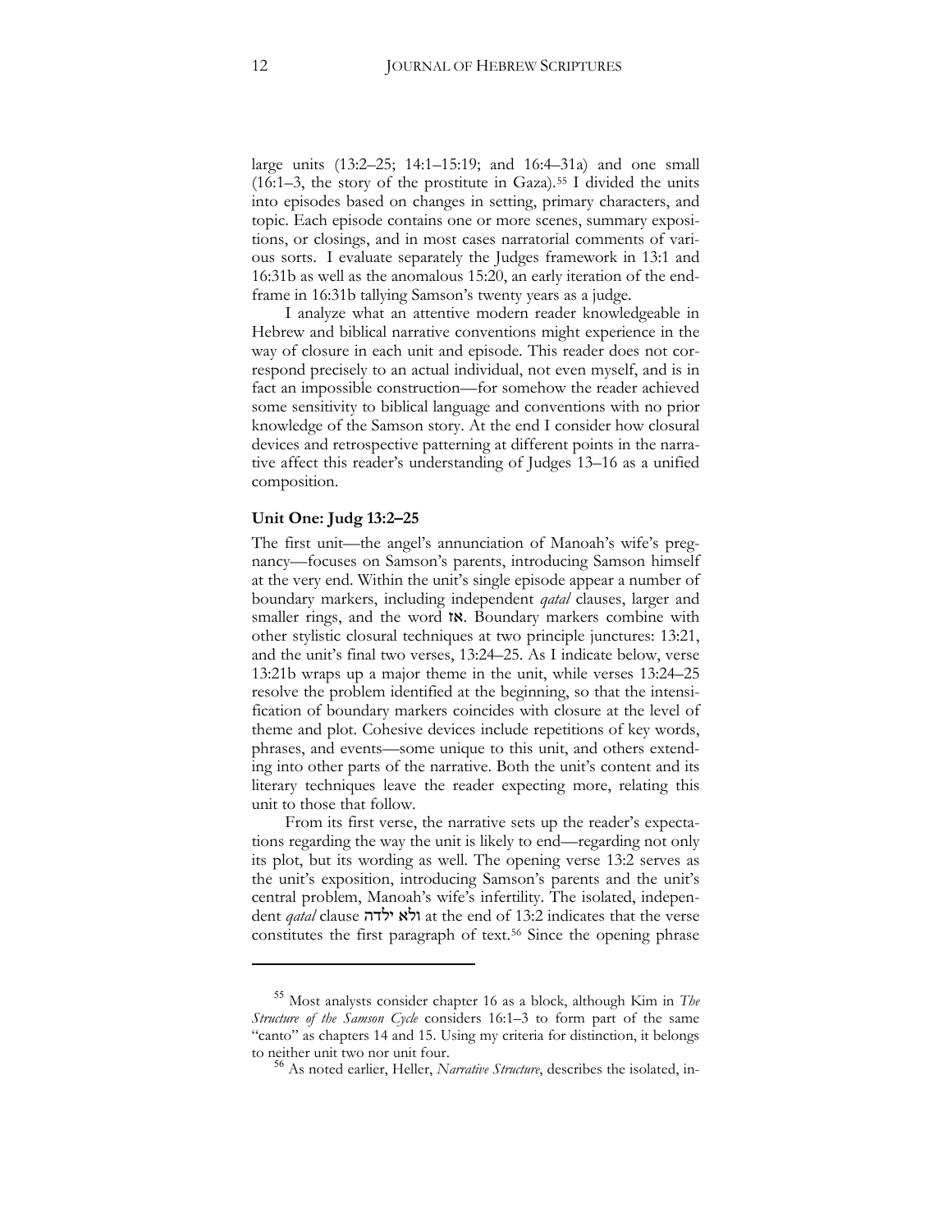large units (13:2–25; 14:1–15:19; and 16:4–31a) and one small (16:1–3, the story of the prostitute in Gaza).[55] I divided the units into episodes based on changes in setting, primary characters, and topic. Each episode contains one or more scenes, summary expositions, or closings, and in most cases narratorial comments of various sorts. I evaluate separately the Judges framework in 13:1 and 16:31b as well as the anomalous 15:20, an early iteration of the end-frame in 16:31b tallying Samson's twenty years as a judge.

I analyze what an attentive modern reader knowledgeable in Hebrew and biblical narrative conventions might experience in the way of closure in each unit and episode. This reader does not correspond precisely to an actual individual, not even myself, and is in fact an impossible construction—for somehow the reader achieved some sensitivity to biblical language and conventions with no prior knowledge of the Samson story. At the end I consider how closural devices and retrospective patterning at different points in the narrative affect this reader's understanding of Judges 13–16 as a unified composition.

### Unit One: Judg 13:2–25

The first unit—the angel's annunciation of Manoah's wife's pregnancy—focuses on Samson's parents, introducing Samson himself at the very end. Within the unit's single episode appear a number of boundary markers, including independent *qatal* clauses, larger and smaller rings, and the word אז. Boundary markers combine with other stylistic closural techniques at two principle junctures: 13:21, and the unit's final two verses, 13:24–25. As I indicate below, verse 13:21b wraps up a major theme in the unit, while verses 13:24–25 resolve the problem identified at the beginning, so that the intensification of boundary markers coincides with closure at the level of theme and plot. Cohesive devices include repetitions of key words, phrases, and events—some unique to this unit, and others extending into other parts of the narrative. Both the unit's content and its literary techniques leave the reader expecting more, relating this unit to those that follow.

From its first verse, the narrative sets up the reader's expectations regarding the way the unit is likely to end—regarding not only its plot, but its wording as well. The opening verse 13:2 serves as the unit's exposition, introducing Samson's parents and the unit's central problem, Manoah's wife's infertility. The isolated, independent *qatal* clause ולא ילדה at the end of 13:2 indicates that the verse constitutes the first paragraph of text.[56] Since the opening phrase

---

[55] Most analysts consider chapter 16 as a block, although Kim in *The Structure of the Samson Cycle* considers 16:1–3 to form part of the same "canto" as chapters 14 and 15. Using my criteria for distinction, it belongs to neither unit two nor unit four.

[56] As noted earlier, Heller, *Narrative Structure*, describes the isolated, in-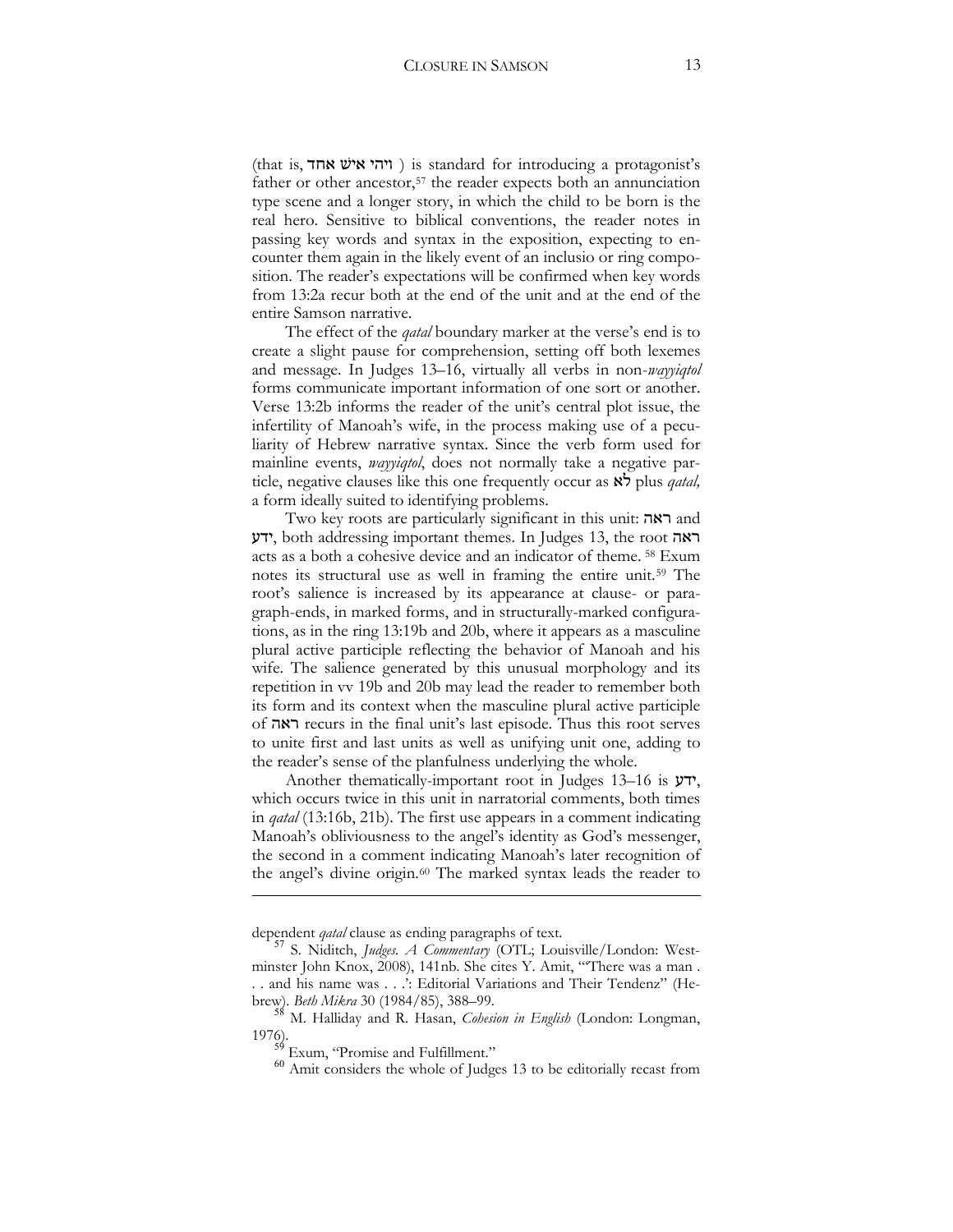(that is, ויהי איש אחד ) is standard for introducing a protagonist's father or other ancestor,[57] the reader expects both an annunciation type scene and a longer story, in which the child to be born is the real hero. Sensitive to biblical conventions, the reader notes in passing key words and syntax in the exposition, expecting to encounter them again in the likely event of an inclusio or ring composition. The reader's expectations will be confirmed when key words from 13:2a recur both at the end of the unit and at the end of the entire Samson narrative.

The effect of the *qatal* boundary marker at the verse's end is to create a slight pause for comprehension, setting off both lexemes and message. In Judges 13–16, virtually all verbs in non-*wayyiqtol* forms communicate important information of one sort or another. Verse 13:2b informs the reader of the unit's central plot issue, the infertility of Manoah's wife, in the process making use of a peculiarity of Hebrew narrative syntax. Since the verb form used for mainline events, *wayyiqtol*, does not normally take a negative particle, negative clauses like this one frequently occur as לא plus *qatal,* a form ideally suited to identifying problems.

Two key roots are particularly significant in this unit: ראה and ידע, both addressing important themes. In Judges 13, the root ראה acts as a both a cohesive device and an indicator of theme. [58] Exum notes its structural use as well in framing the entire unit.[59] The root's salience is increased by its appearance at clause- or paragraph-ends, in marked forms, and in structurally-marked configurations, as in the ring 13:19b and 20b, where it appears as a masculine plural active participle reflecting the behavior of Manoah and his wife. The salience generated by this unusual morphology and its repetition in vv 19b and 20b may lead the reader to remember both its form and its context when the masculine plural active participle of ראה recurs in the final unit's last episode. Thus this root serves to unite first and last units as well as unifying unit one, adding to the reader's sense of the planfulness underlying the whole.

Another thematically-important root in Judges 13–16 is ידע, which occurs twice in this unit in narratorial comments, both times in *qatal* (13:16b, 21b). The first use appears in a comment indicating Manoah's obliviousness to the angel's identity as God's messenger, the second in a comment indicating Manoah's later recognition of the angel's divine origin.[60] The marked syntax leads the reader to

---

dependent *qatal* clause as ending paragraphs of text.

[57] S. Niditch, *Judges. A Commentary* (OTL; Louisville/London: Westminster John Knox, 2008), 141nb. She cites Y. Amit, "'There was a man . . . and his name was . . .': Editorial Variations and Their Tendenz" (Hebrew). *Beth Mikra* 30 (1984/85), 388–99.

[58] M. Halliday and R. Hasan, *Cohesion in English* (London: Longman, 1976).

[59] Exum, "Promise and Fulfillment."

[60] Amit considers the whole of Judges 13 to be editorially recast from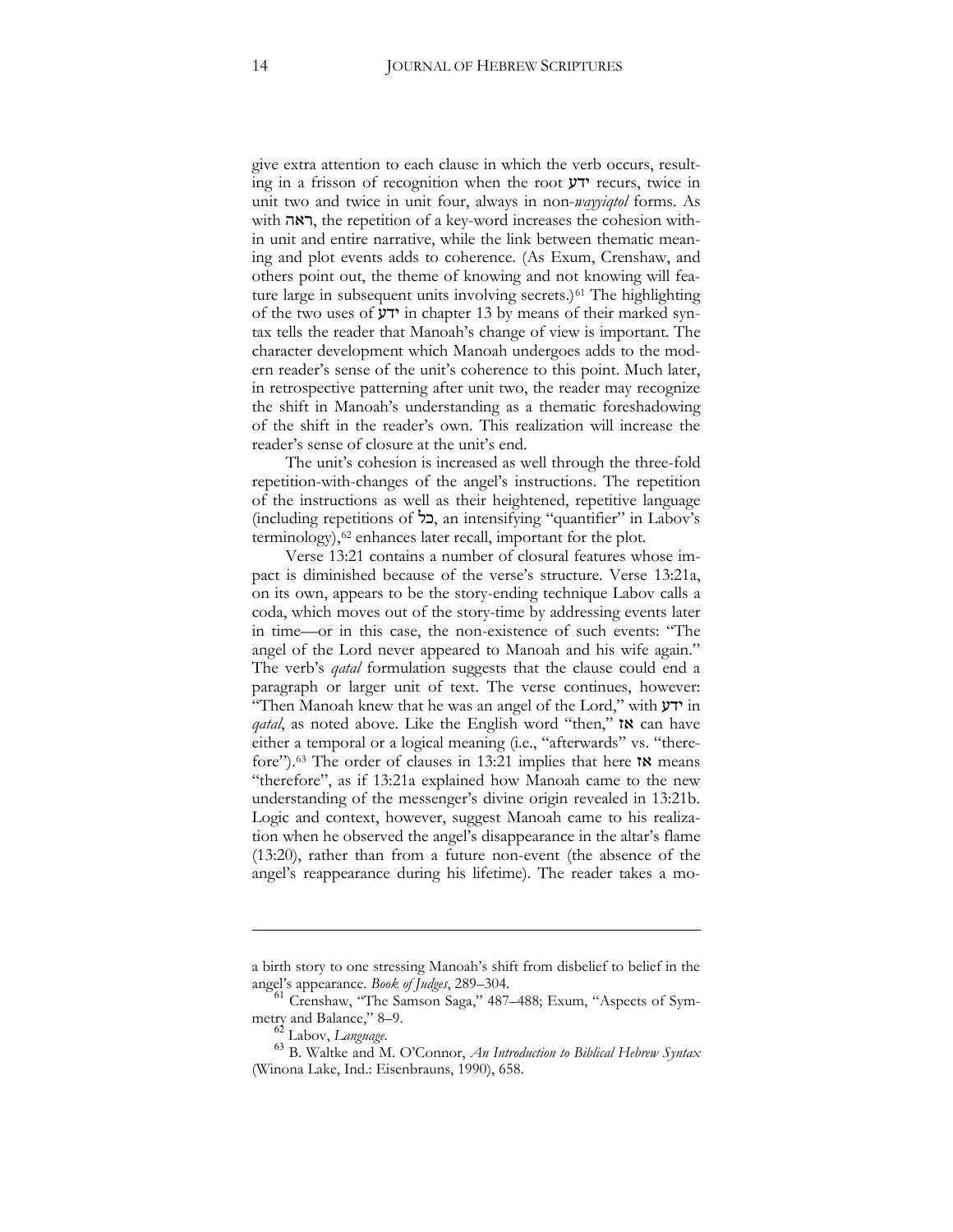give extra attention to each clause in which the verb occurs, resulting in a frisson of recognition when the root ידע recurs, twice in unit two and twice in unit four, always in non-*wayyiqtol* forms. As with ראה, the repetition of a key-word increases the cohesion within unit and entire narrative, while the link between thematic meaning and plot events adds to coherence. (As Exum, Crenshaw, and others point out, the theme of knowing and not knowing will feature large in subsequent units involving secrets.)[61] The highlighting of the two uses of ידע in chapter 13 by means of their marked syntax tells the reader that Manoah's change of view is important. The character development which Manoah undergoes adds to the modern reader's sense of the unit's coherence to this point. Much later, in retrospective patterning after unit two, the reader may recognize the shift in Manoah's understanding as a thematic foreshadowing of the shift in the reader's own. This realization will increase the reader's sense of closure at the unit's end.

The unit's cohesion is increased as well through the three-fold repetition-with-changes of the angel's instructions. The repetition of the instructions as well as their heightened, repetitive language (including repetitions of כל, an intensifying "quantifier" in Labov's terminology),[62] enhances later recall, important for the plot.

Verse 13:21 contains a number of closural features whose impact is diminished because of the verse's structure. Verse 13:21a, on its own, appears to be the story-ending technique Labov calls a coda, which moves out of the story-time by addressing events later in time—or in this case, the non-existence of such events: "The angel of the Lord never appeared to Manoah and his wife again." The verb's *qatal* formulation suggests that the clause could end a paragraph or larger unit of text. The verse continues, however: "Then Manoah knew that he was an angel of the Lord," with ידע in *qatal*, as noted above. Like the English word "then," אז can have either a temporal or a logical meaning (i.e., "afterwards" vs. "therefore").[63] The order of clauses in 13:21 implies that here אז means "therefore", as if 13:21a explained how Manoah came to the new understanding of the messenger's divine origin revealed in 13:21b. Logic and context, however, suggest Manoah came to his realization when he observed the angel's disappearance in the altar's flame (13:20), rather than from a future non-event (the absence of the angel's reappearance during his lifetime). The reader takes a mo-

---

a birth story to one stressing Manoah's shift from disbelief to belief in the angel's appearance. *Book of Judges*, 289–304.

[61] Crenshaw, "The Samson Saga," 487–488; Exum, "Aspects of Symmetry and Balance," 8–9.

[62] Labov, *Language*.

[63] B. Waltke and M. O'Connor, *An Introduction to Biblical Hebrew Syntax* (Winona Lake, Ind.: Eisenbrauns, 1990), 658.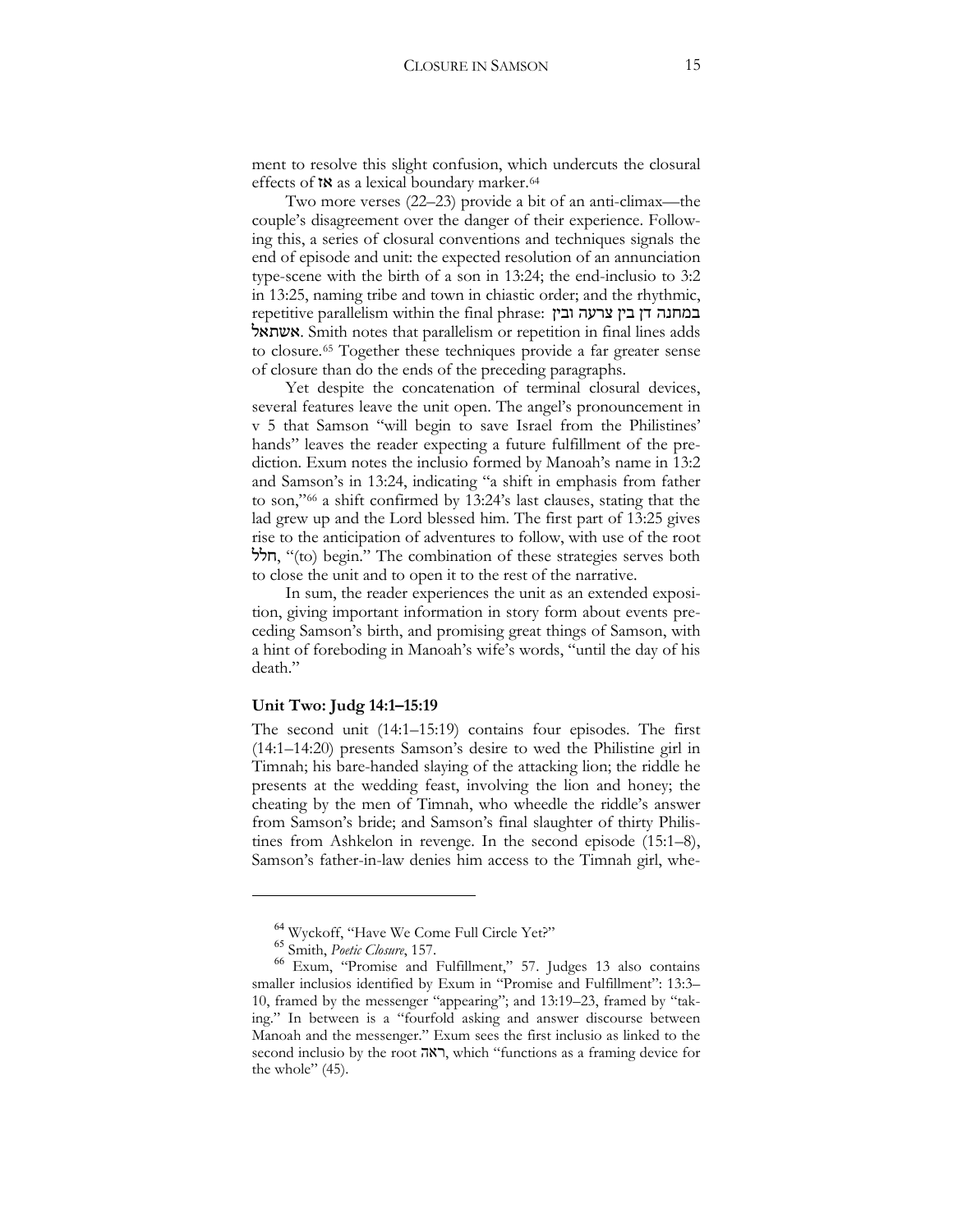ment to resolve this slight confusion, which undercuts the closural effects of אז as a lexical boundary marker.[64]

Two more verses (22–23) provide a bit of an anti-climax—the couple's disagreement over the danger of their experience. Following this, a series of closural conventions and techniques signals the end of episode and unit: the expected resolution of an annunciation type-scene with the birth of a son in 13:24; the end-inclusio to 3:2 in 13:25, naming tribe and town in chiastic order; and the rhythmic, repetitive parallelism within the final phrase: במחנה דן בין צרעה ובין אשתאל. Smith notes that parallelism or repetition in final lines adds to closure.[65] Together these techniques provide a far greater sense of closure than do the ends of the preceding paragraphs.

Yet despite the concatenation of terminal closural devices, several features leave the unit open. The angel's pronouncement in v 5 that Samson "will begin to save Israel from the Philistines' hands" leaves the reader expecting a future fulfillment of the prediction. Exum notes the inclusio formed by Manoah's name in 13:2 and Samson's in 13:24, indicating "a shift in emphasis from father to son,"[66] a shift confirmed by 13:24's last clauses, stating that the lad grew up and the Lord blessed him. The first part of 13:25 gives rise to the anticipation of adventures to follow, with use of the root חלל, "(to) begin." The combination of these strategies serves both to close the unit and to open it to the rest of the narrative.

In sum, the reader experiences the unit as an extended exposition, giving important information in story form about events preceding Samson's birth, and promising great things of Samson, with a hint of foreboding in Manoah's wife's words, "until the day of his death."

### Unit Two: Judg 14:1–15:19

The second unit (14:1–15:19) contains four episodes. The first (14:1–14:20) presents Samson's desire to wed the Philistine girl in Timnah; his bare-handed slaying of the attacking lion; the riddle he presents at the wedding feast, involving the lion and honey; the cheating by the men of Timnah, who wheedle the riddle's answer from Samson's bride; and Samson's final slaughter of thirty Philistines from Ashkelon in revenge. In the second episode (15:1–8), Samson's father-in-law denies him access to the Timnah girl, whe-

---

[64] Wyckoff, "Have We Come Full Circle Yet?"

[65] Smith, *Poetic Closure*, 157.

[66] Exum, "Promise and Fulfillment," 57. Judges 13 also contains smaller inclusios identified by Exum in "Promise and Fulfillment": 13:3–10, framed by the messenger "appearing"; and 13:19–23, framed by "taking." In between is a "fourfold asking and answer discourse between Manoah and the messenger." Exum sees the first inclusio as linked to the second inclusio by the root ראה, which "functions as a framing device for the whole" (45).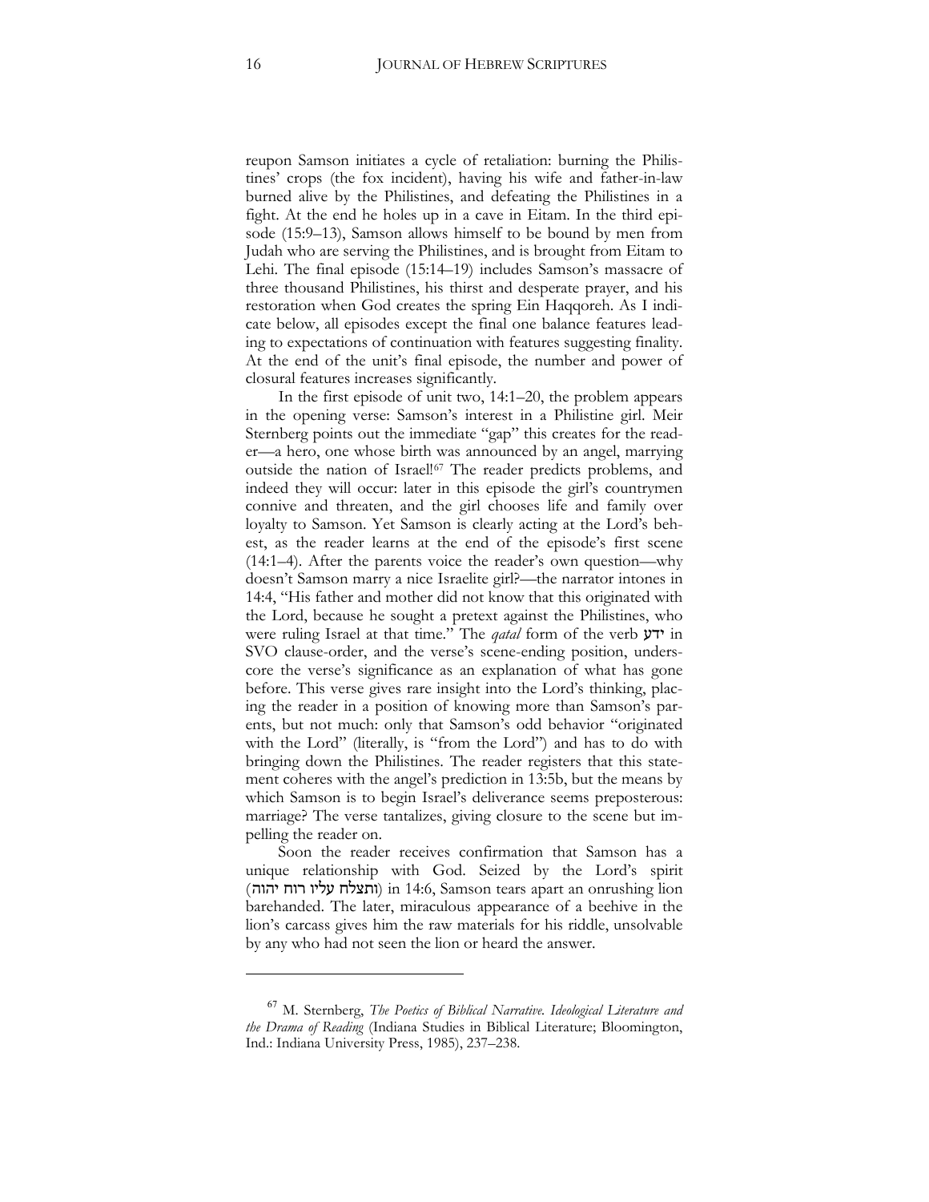reupon Samson initiates a cycle of retaliation: burning the Philistines' crops (the fox incident), having his wife and father-in-law burned alive by the Philistines, and defeating the Philistines in a fight. At the end he holes up in a cave in Eitam. In the third episode (15:9–13), Samson allows himself to be bound by men from Judah who are serving the Philistines, and is brought from Eitam to Lehi. The final episode (15:14–19) includes Samson's massacre of three thousand Philistines, his thirst and desperate prayer, and his restoration when God creates the spring Ein Haqqoreh. As I indicate below, all episodes except the final one balance features leading to expectations of continuation with features suggesting finality. At the end of the unit's final episode, the number and power of closural features increases significantly.

In the first episode of unit two, 14:1–20, the problem appears in the opening verse: Samson's interest in a Philistine girl. Meir Sternberg points out the immediate "gap" this creates for the reader—a hero, one whose birth was announced by an angel, marrying outside the nation of Israel![67] The reader predicts problems, and indeed they will occur: later in this episode the girl's countrymen connive and threaten, and the girl chooses life and family over loyalty to Samson. Yet Samson is clearly acting at the Lord's behest, as the reader learns at the end of the episode's first scene (14:1–4). After the parents voice the reader's own question—why doesn't Samson marry a nice Israelite girl?—the narrator intones in 14:4, "His father and mother did not know that this originated with the Lord, because he sought a pretext against the Philistines, who were ruling Israel at that time." The *qatal* form of the verb ידע in SVO clause-order, and the verse's scene-ending position, underscore the verse's significance as an explanation of what has gone before. This verse gives rare insight into the Lord's thinking, placing the reader in a position of knowing more than Samson's parents, but not much: only that Samson's odd behavior "originated with the Lord" (literally, is "from the Lord") and has to do with bringing down the Philistines. The reader registers that this statement coheres with the angel's prediction in 13:5b, but the means by which Samson is to begin Israel's deliverance seems preposterous: marriage? The verse tantalizes, giving closure to the scene but impelling the reader on.

Soon the reader receives confirmation that Samson has a unique relationship with God. Seized by the Lord's spirit (ותצלח עליו רוח יהוה) in 14:6, Samson tears apart an onrushing lion barehanded. The later, miraculous appearance of a beehive in the lion's carcass gives him the raw materials for his riddle, unsolvable by any who had not seen the lion or heard the answer.

---

[67] M. Sternberg, *The Poetics of Biblical Narrative. Ideological Literature and the Drama of Reading* (Indiana Studies in Biblical Literature; Bloomington, Ind.: Indiana University Press, 1985), 237–238.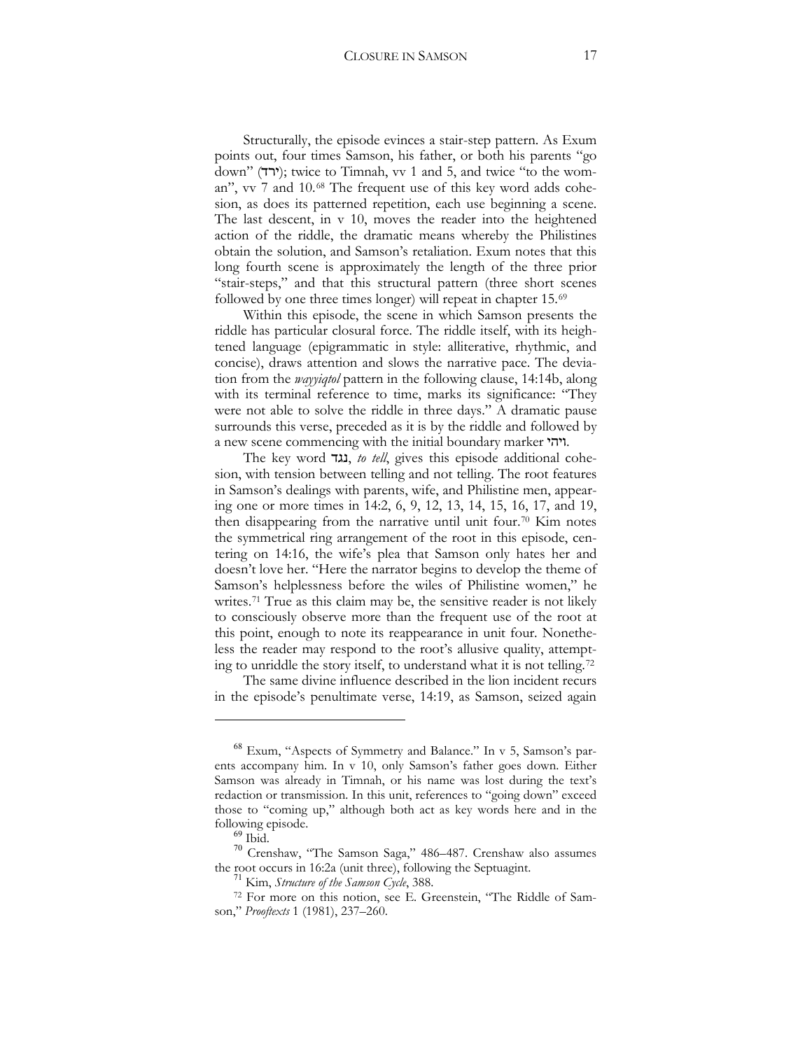Structurally, the episode evinces a stair-step pattern. As Exum points out, four times Samson, his father, or both his parents "go down" (ירד); twice to Timnah, vv 1 and 5, and twice "to the woman", vv 7 and 10.[68] The frequent use of this key word adds cohesion, as does its patterned repetition, each use beginning a scene. The last descent, in v 10, moves the reader into the heightened action of the riddle, the dramatic means whereby the Philistines obtain the solution, and Samson's retaliation. Exum notes that this long fourth scene is approximately the length of the three prior "stair-steps," and that this structural pattern (three short scenes followed by one three times longer) will repeat in chapter 15.[69]

Within this episode, the scene in which Samson presents the riddle has particular closural force. The riddle itself, with its heightened language (epigrammatic in style: alliterative, rhythmic, and concise), draws attention and slows the narrative pace. The deviation from the *wayyiqtol* pattern in the following clause, 14:14b, along with its terminal reference to time, marks its significance: "They were not able to solve the riddle in three days." A dramatic pause surrounds this verse, preceded as it is by the riddle and followed by a new scene commencing with the initial boundary marker ויהי.

The key word נגד, *to tell*, gives this episode additional cohesion, with tension between telling and not telling. The root features in Samson's dealings with parents, wife, and Philistine men, appearing one or more times in 14:2, 6, 9, 12, 13, 14, 15, 16, 17, and 19, then disappearing from the narrative until unit four.[70] Kim notes the symmetrical ring arrangement of the root in this episode, centering on 14:16, the wife's plea that Samson only hates her and doesn't love her. "Here the narrator begins to develop the theme of Samson's helplessness before the wiles of Philistine women," he writes.[71] True as this claim may be, the sensitive reader is not likely to consciously observe more than the frequent use of the root at this point, enough to note its reappearance in unit four. Nonetheless the reader may respond to the root's allusive quality, attempting to unriddle the story itself, to understand what it is not telling.[72]

The same divine influence described in the lion incident recurs in the episode's penultimate verse, 14:19, as Samson, seized again

---

[68] Exum, "Aspects of Symmetry and Balance." In v 5, Samson's parents accompany him. In v 10, only Samson's father goes down. Either Samson was already in Timnah, or his name was lost during the text's redaction or transmission. In this unit, references to "going down" exceed those to "coming up," although both act as key words here and in the following episode.

[69] Ibid.

[70] Crenshaw, "The Samson Saga," 486–487. Crenshaw also assumes the root occurs in 16:2a (unit three), following the Septuagint.

[71] Kim, *Structure of the Samson Cycle*, 388.

[72] For more on this notion, see E. Greenstein, "The Riddle of Samson," *Prooftexts* 1 (1981), 237–260.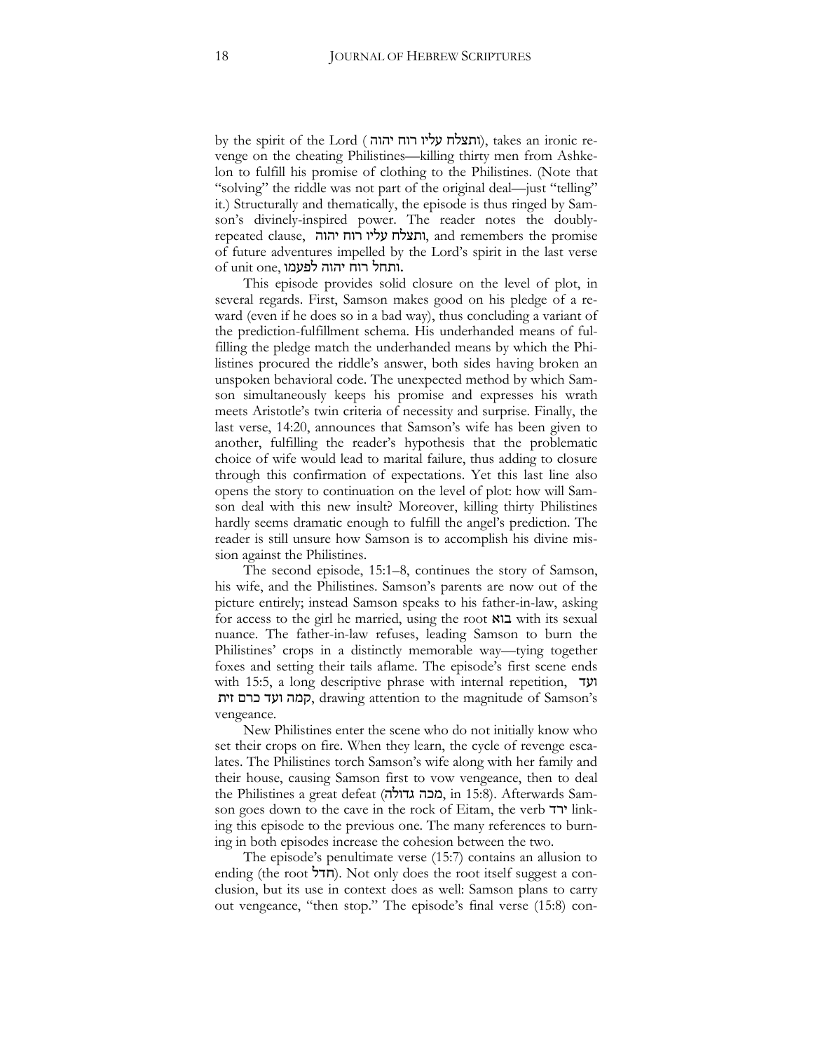by the spirit of the Lord (ותצלח עליו רוח יהוה), takes an ironic revenge on the cheating Philistines—killing thirty men from Ashkelon to fulfill his promise of clothing to the Philistines. (Note that "solving" the riddle was not part of the original deal—just "telling" it.) Structurally and thematically, the episode is thus ringed by Samson's divinely-inspired power. The reader notes the doubly-repeated clause, ותצלח עליו רוח יהוה, and remembers the promise of future adventures impelled by the Lord's spirit in the last verse of unit one, ותחל רוח יהוה לפעמו.

This episode provides solid closure on the level of plot, in several regards. First, Samson makes good on his pledge of a reward (even if he does so in a bad way), thus concluding a variant of the prediction-fulfillment schema. His underhanded means of fulfilling the pledge match the underhanded means by which the Philistines procured the riddle's answer, both sides having broken an unspoken behavioral code. The unexpected method by which Samson simultaneously keeps his promise and expresses his wrath meets Aristotle's twin criteria of necessity and surprise. Finally, the last verse, 14:20, announces that Samson's wife has been given to another, fulfilling the reader's hypothesis that the problematic choice of wife would lead to marital failure, thus adding to closure through this confirmation of expectations. Yet this last line also opens the story to continuation on the level of plot: how will Samson deal with this new insult? Moreover, killing thirty Philistines hardly seems dramatic enough to fulfill the angel's prediction. The reader is still unsure how Samson is to accomplish his divine mission against the Philistines.

The second episode, 15:1–8, continues the story of Samson, his wife, and the Philistines. Samson's parents are now out of the picture entirely; instead Samson speaks to his father-in-law, asking for access to the girl he married, using the root בוא with its sexual nuance. The father-in-law refuses, leading Samson to burn the Philistines' crops in a distinctly memorable way—tying together foxes and setting their tails aflame. The episode's first scene ends with 15:5, a long descriptive phrase with internal repetition, ועד קמה ועד כרם זית, drawing attention to the magnitude of Samson's vengeance.

New Philistines enter the scene who do not initially know who set their crops on fire. When they learn, the cycle of revenge escalates. The Philistines torch Samson's wife along with her family and their house, causing Samson first to vow vengeance, then to deal the Philistines a great defeat (מכה גדולה, in 15:8). Afterwards Samson goes down to the cave in the rock of Eitam, the verb ירד linking this episode to the previous one. The many references to burning in both episodes increase the cohesion between the two.

The episode's penultimate verse (15:7) contains an allusion to ending (the root חדל). Not only does the root itself suggest a conclusion, but its use in context does as well: Samson plans to carry out vengeance, "then stop." The episode's final verse (15:8) con-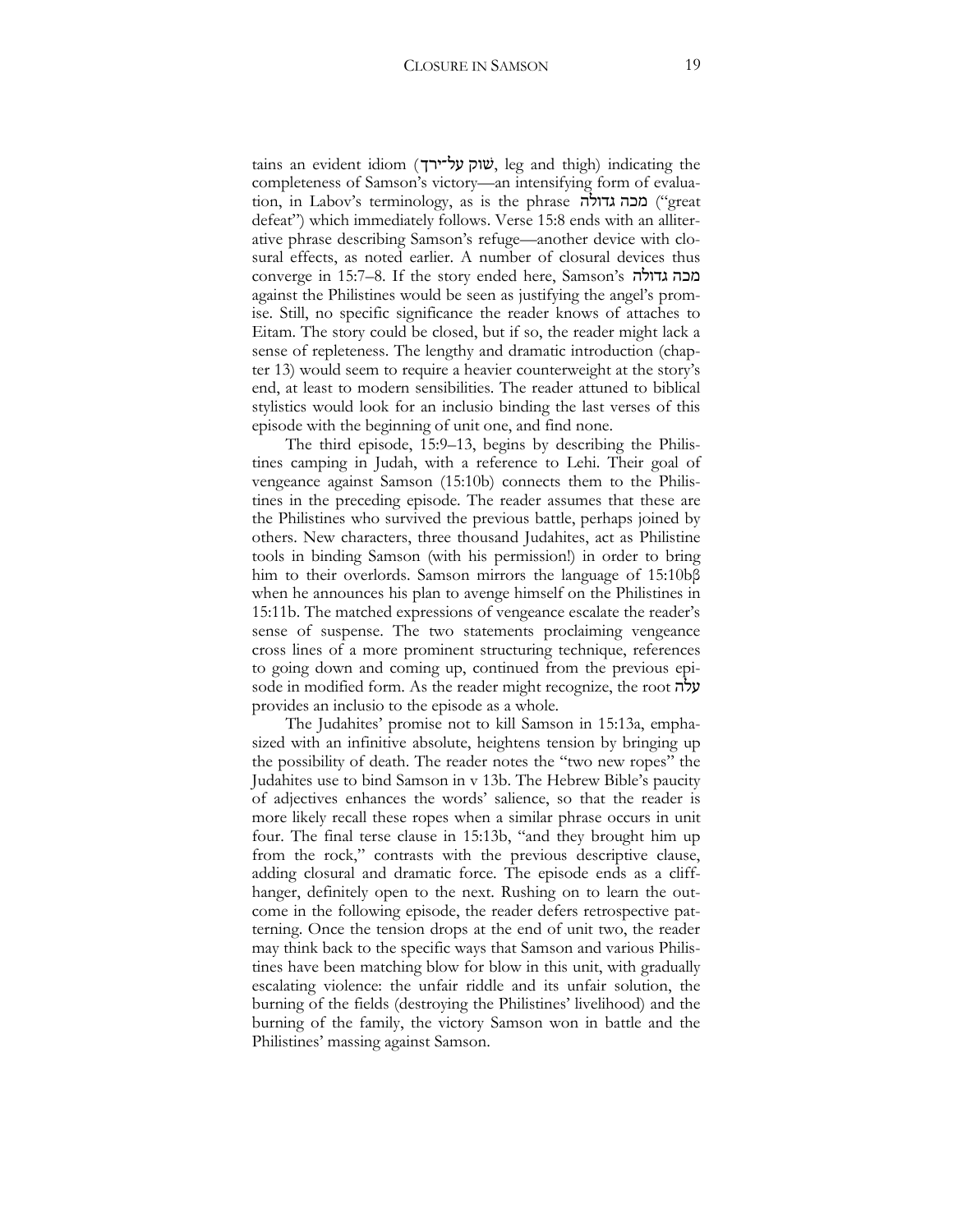tains an evident idiom (שוק על־ירך, leg and thigh) indicating the completeness of Samson's victory—an intensifying form of evaluation, in Labov's terminology, as is the phrase מכה גדולה ("great defeat") which immediately follows. Verse 15:8 ends with an alliterative phrase describing Samson's refuge—another device with closural effects, as noted earlier. A number of closural devices thus converge in 15:7–8. If the story ended here, Samson's מכה גדולה against the Philistines would be seen as justifying the angel's promise. Still, no specific significance the reader knows of attaches to Eitam. The story could be closed, but if so, the reader might lack a sense of repleteness. The lengthy and dramatic introduction (chapter 13) would seem to require a heavier counterweight at the story's end, at least to modern sensibilities. The reader attuned to biblical stylistics would look for an inclusio binding the last verses of this episode with the beginning of unit one, and find none.

The third episode, 15:9–13, begins by describing the Philistines camping in Judah, with a reference to Lehi. Their goal of vengeance against Samson (15:10b) connects them to the Philistines in the preceding episode. The reader assumes that these are the Philistines who survived the previous battle, perhaps joined by others. New characters, three thousand Judahites, act as Philistine tools in binding Samson (with his permission!) in order to bring him to their overlords. Samson mirrors the language of 15:10bβ when he announces his plan to avenge himself on the Philistines in 15:11b. The matched expressions of vengeance escalate the reader's sense of suspense. The two statements proclaiming vengeance cross lines of a more prominent structuring technique, references to going down and coming up, continued from the previous episode in modified form. As the reader might recognize, the root עלה provides an inclusio to the episode as a whole.

The Judahites' promise not to kill Samson in 15:13a, emphasized with an infinitive absolute, heightens tension by bringing up the possibility of death. The reader notes the "two new ropes" the Judahites use to bind Samson in v 13b. The Hebrew Bible's paucity of adjectives enhances the words' salience, so that the reader is more likely recall these ropes when a similar phrase occurs in unit four. The final terse clause in 15:13b, "and they brought him up from the rock," contrasts with the previous descriptive clause, adding closural and dramatic force. The episode ends as a cliffhanger, definitely open to the next. Rushing on to learn the outcome in the following episode, the reader defers retrospective patterning. Once the tension drops at the end of unit two, the reader may think back to the specific ways that Samson and various Philistines have been matching blow for blow in this unit, with gradually escalating violence: the unfair riddle and its unfair solution, the burning of the fields (destroying the Philistines' livelihood) and the burning of the family, the victory Samson won in battle and the Philistines' massing against Samson.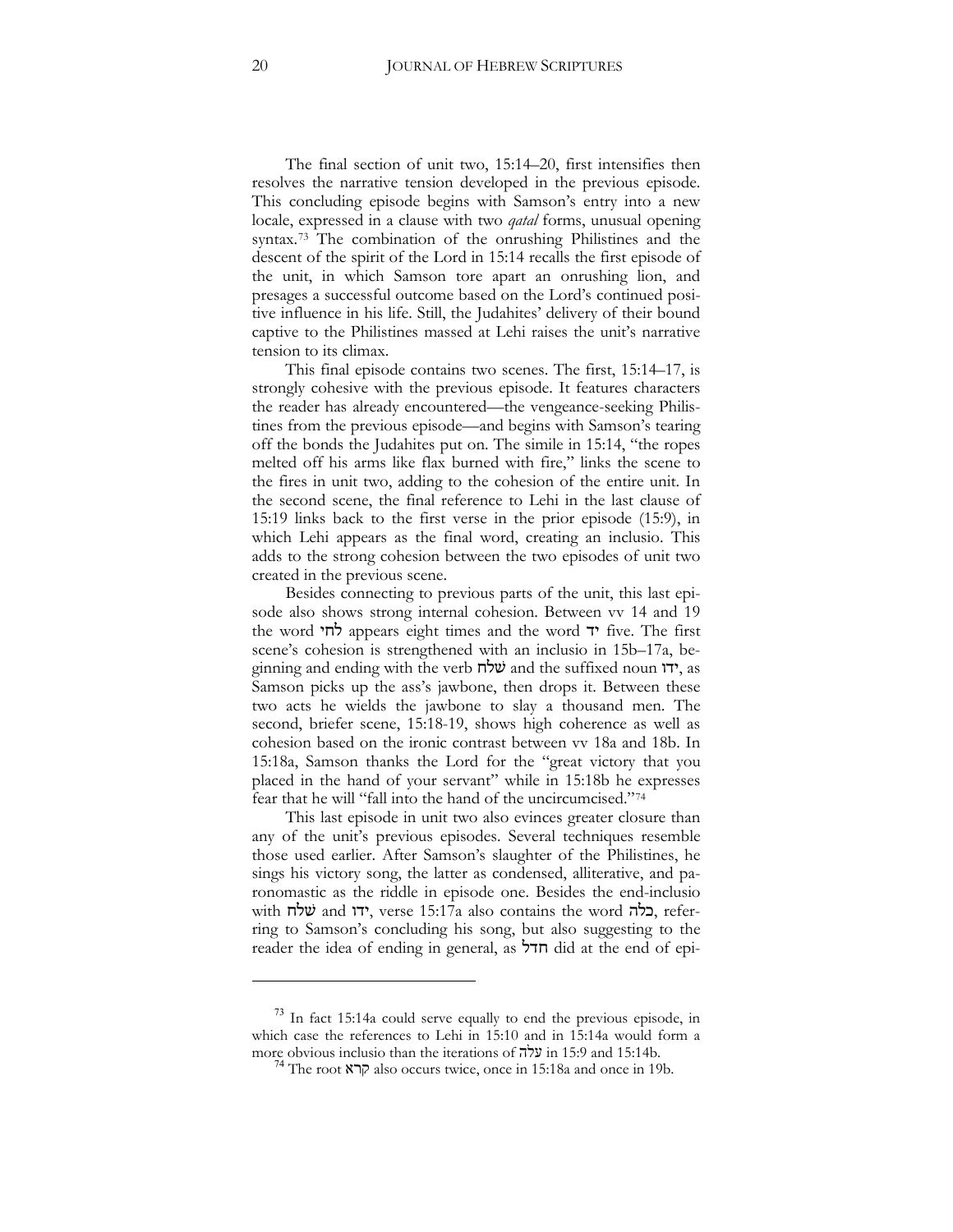The final section of unit two, 15:14–20, first intensifies then resolves the narrative tension developed in the previous episode. This concluding episode begins with Samson's entry into a new locale, expressed in a clause with two *qatal* forms, unusual opening syntax.[73] The combination of the onrushing Philistines and the descent of the spirit of the Lord in 15:14 recalls the first episode of the unit, in which Samson tore apart an onrushing lion, and presages a successful outcome based on the Lord's continued positive influence in his life. Still, the Judahites' delivery of their bound captive to the Philistines massed at Lehi raises the unit's narrative tension to its climax.

This final episode contains two scenes. The first, 15:14–17, is strongly cohesive with the previous episode. It features characters the reader has already encountered—the vengeance-seeking Philistines from the previous episode—and begins with Samson's tearing off the bonds the Judahites put on. The simile in 15:14, "the ropes melted off his arms like flax burned with fire," links the scene to the fires in unit two, adding to the cohesion of the entire unit. In the second scene, the final reference to Lehi in the last clause of 15:19 links back to the first verse in the prior episode (15:9), in which Lehi appears as the final word, creating an inclusio. This adds to the strong cohesion between the two episodes of unit two created in the previous scene.

Besides connecting to previous parts of the unit, this last episode also shows strong internal cohesion. Between vv 14 and 19 the word לחי appears eight times and the word יד five. The first scene's cohesion is strengthened with an inclusio in 15b–17a, beginning and ending with the verb שׁלח and the suffixed noun ידו, as Samson picks up the ass's jawbone, then drops it. Between these two acts he wields the jawbone to slay a thousand men. The second, briefer scene, 15:18-19, shows high coherence as well as cohesion based on the ironic contrast between vv 18a and 18b. In 15:18a, Samson thanks the Lord for the "great victory that you placed in the hand of your servant" while in 15:18b he expresses fear that he will "fall into the hand of the uncircumcised."[74]

This last episode in unit two also evinces greater closure than any of the unit's previous episodes. Several techniques resemble those used earlier. After Samson's slaughter of the Philistines, he sings his victory song, the latter as condensed, alliterative, and paronomastic as the riddle in episode one. Besides the end-inclusio with שׁלח and ידו, verse 15:17a also contains the word כלה, referring to Samson's concluding his song, but also suggesting to the reader the idea of ending in general, as חדל did at the end of epi-

[73] In fact 15:14a could serve equally to end the previous episode, in which case the references to Lehi in 15:10 and in 15:14a would form a more obvious inclusio than the iterations of עלה in 15:9 and 15:14b.

[74] The root קרא also occurs twice, once in 15:18a and once in 19b.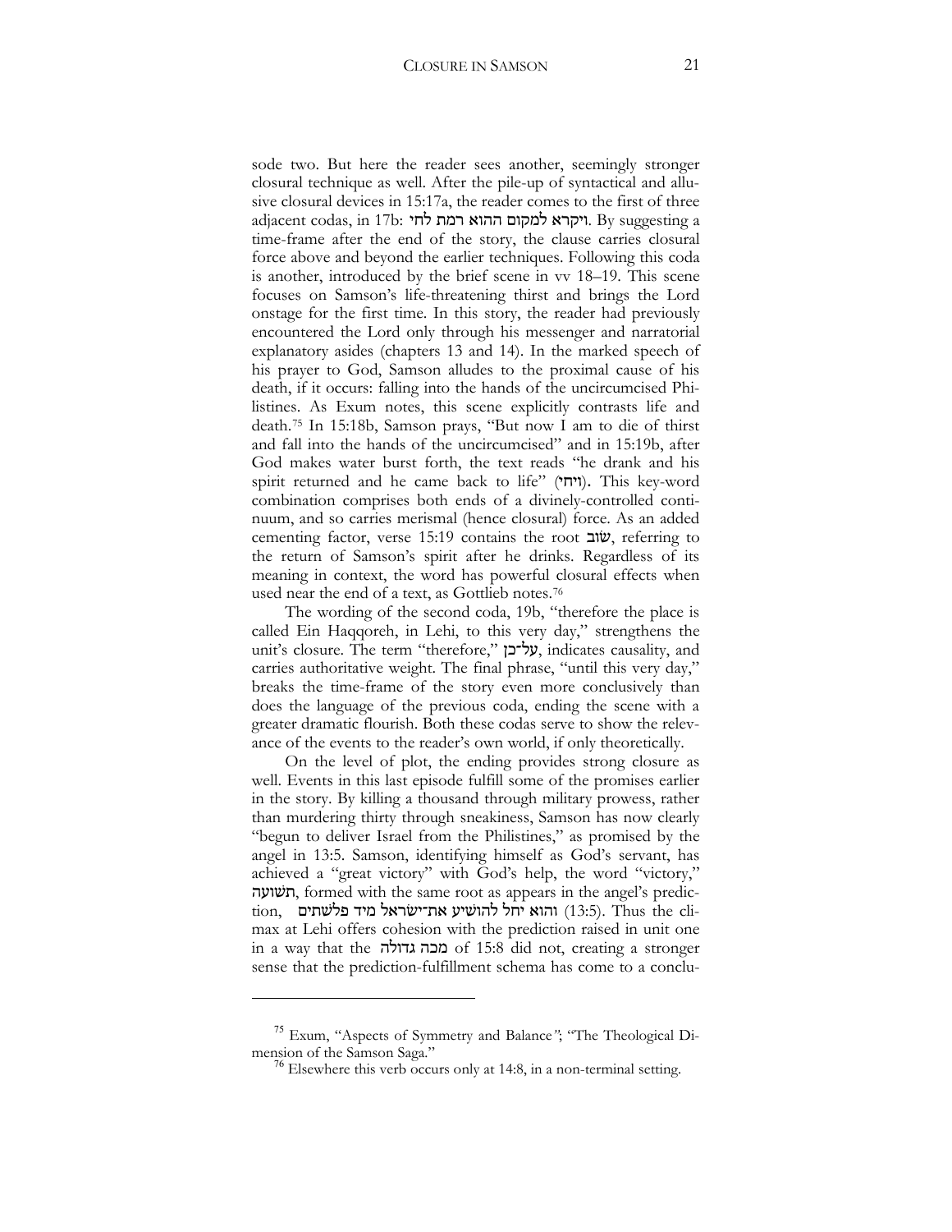sode two. But here the reader sees another, seemingly stronger closural technique as well. After the pile-up of syntactical and allusive closural devices in 15:17a, the reader comes to the first of three adjacent codas, in 17b: ויקרא למקום ההוא רמת לחי. By suggesting a time-frame after the end of the story, the clause carries closural force above and beyond the earlier techniques. Following this coda is another, introduced by the brief scene in vv 18–19. This scene focuses on Samson's life-threatening thirst and brings the Lord onstage for the first time. In this story, the reader had previously encountered the Lord only through his messenger and narratorial explanatory asides (chapters 13 and 14). In the marked speech of his prayer to God, Samson alludes to the proximal cause of his death, if it occurs: falling into the hands of the uncircumcised Philistines. As Exum notes, this scene explicitly contrasts life and death.[75] In 15:18b, Samson prays, "But now I am to die of thirst and fall into the hands of the uncircumcised" and in 15:19b, after God makes water burst forth, the text reads "he drank and his spirit returned and he came back to life" (ויחי). This key-word combination comprises both ends of a divinely-controlled continuum, and so carries merismal (hence closural) force. As an added cementing factor, verse 15:19 contains the root שׁוב, referring to the return of Samson's spirit after he drinks. Regardless of its meaning in context, the word has powerful closural effects when used near the end of a text, as Gottlieb notes.[76]

The wording of the second coda, 19b, "therefore the place is called Ein Haqqoreh, in Lehi, to this very day," strengthens the unit's closure. The term "therefore," על־כן, indicates causality, and carries authoritative weight. The final phrase, "until this very day," breaks the time-frame of the story even more conclusively than does the language of the previous coda, ending the scene with a greater dramatic flourish. Both these codas serve to show the relevance of the events to the reader's own world, if only theoretically.

On the level of plot, the ending provides strong closure as well. Events in this last episode fulfill some of the promises earlier in the story. By killing a thousand through military prowess, rather than murdering thirty through sneakiness, Samson has now clearly "begun to deliver Israel from the Philistines," as promised by the angel in 13:5. Samson, identifying himself as God's servant, has achieved a "great victory" with God's help, the word "victory," תשׁועה, formed with the same root as appears in the angel's prediction, והוא יחל להושׁיע את־ישׂראל מיד פלשׁתים (13:5). Thus the climax at Lehi offers cohesion with the prediction raised in unit one in a way that the מכה גדולה of 15:8 did not, creating a stronger sense that the prediction-fulfillment schema has come to a conclu-

---

[75] Exum, "Aspects of Symmetry and Balance"; "The Theological Dimension of the Samson Saga."

[76] Elsewhere this verb occurs only at 14:8, in a non-terminal setting.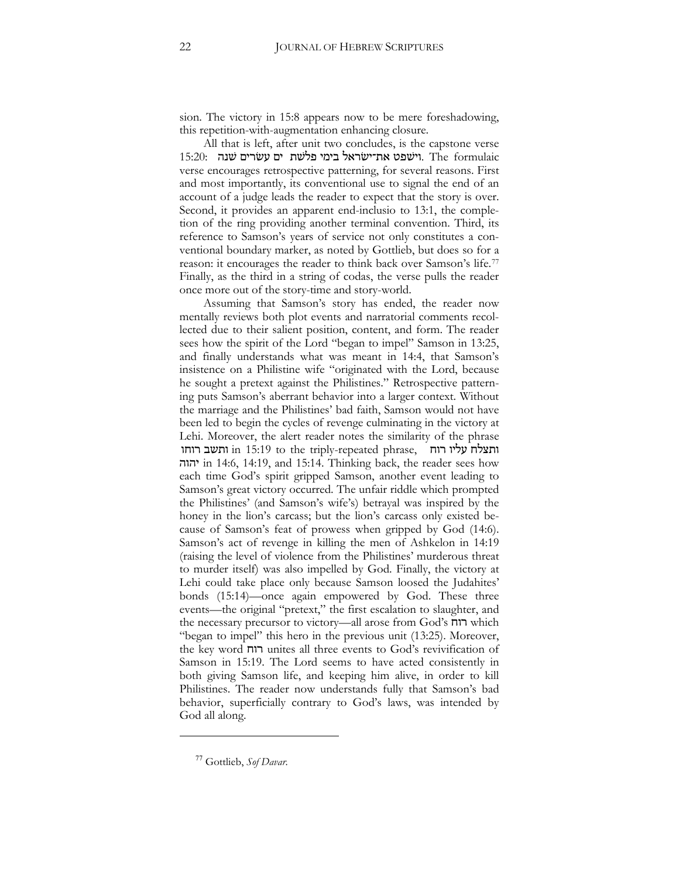sion. The victory in 15:8 appears now to be mere foreshadowing, this repetition-with-augmentation enhancing closure.

All that is left, after unit two concludes, is the capstone verse 15:20: וישפט את־ישׂראל בימי פלשׁת ים עשׂרים שׁנה. The formulaic verse encourages retrospective patterning, for several reasons. First and most importantly, its conventional use to signal the end of an account of a judge leads the reader to expect that the story is over. Second, it provides an apparent end-inclusio to 13:1, the completion of the ring providing another terminal convention. Third, its reference to Samson's years of service not only constitutes a conventional boundary marker, as noted by Gottlieb, but does so for a reason: it encourages the reader to think back over Samson's life.[77] Finally, as the third in a string of codas, the verse pulls the reader once more out of the story-time and story-world.

Assuming that Samson's story has ended, the reader now mentally reviews both plot events and narratorial comments recollected due to their salient position, content, and form. The reader sees how the spirit of the Lord "began to impel" Samson in 13:25, and finally understands what was meant in 14:4, that Samson's insistence on a Philistine wife "originated with the Lord, because he sought a pretext against the Philistines." Retrospective patterning puts Samson's aberrant behavior into a larger context. Without the marriage and the Philistines' bad faith, Samson would not have been led to begin the cycles of revenge culminating in the victory at Lehi. Moreover, the alert reader notes the similarity of the phrase ותשב רוחו in 15:19 to the triply-repeated phrase, ותצלח עליו רוח יהוה in 14:6, 14:19, and 15:14. Thinking back, the reader sees how each time God's spirit gripped Samson, another event leading to Samson's great victory occurred. The unfair riddle which prompted the Philistines' (and Samson's wife's) betrayal was inspired by the honey in the lion's carcass; but the lion's carcass only existed because of Samson's feat of prowess when gripped by God (14:6). Samson's act of revenge in killing the men of Ashkelon in 14:19 (raising the level of violence from the Philistines' murderous threat to murder itself) was also impelled by God. Finally, the victory at Lehi could take place only because Samson loosed the Judahites' bonds (15:14)—once again empowered by God. These three events—the original "pretext," the first escalation to slaughter, and the necessary precursor to victory—all arose from God's רוח which "began to impel" this hero in the previous unit (13:25). Moreover, the key word רוח unites all three events to God's revivification of Samson in 15:19. The Lord seems to have acted consistently in both giving Samson life, and keeping him alive, in order to kill Philistines. The reader now understands fully that Samson's bad behavior, superficially contrary to God's laws, was intended by God all along.

---

[77] Gottlieb, *Sof Davar.*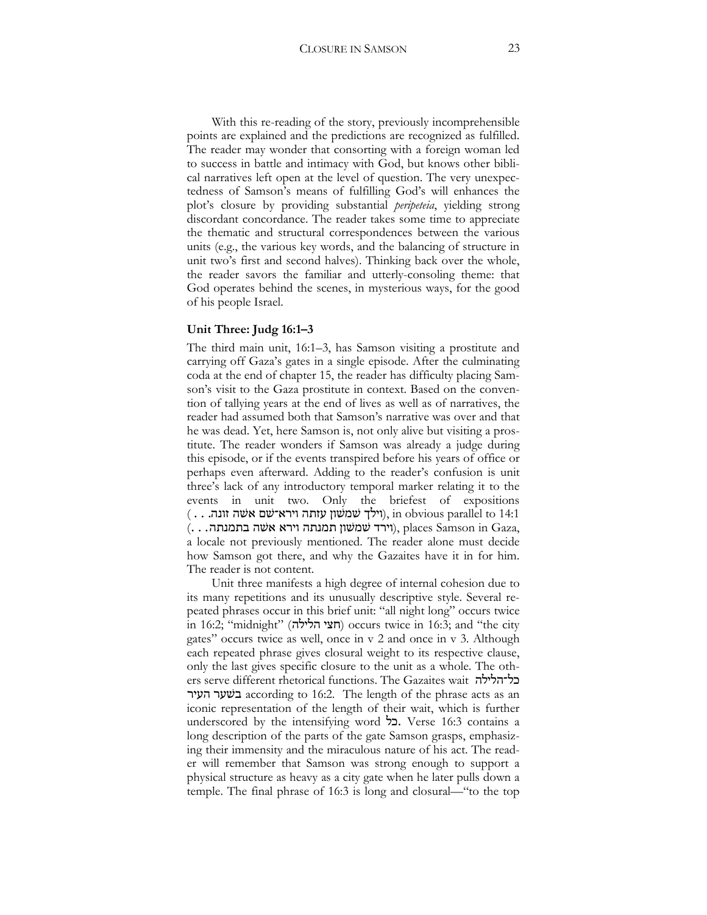With this re-reading of the story, previously incomprehensible points are explained and the predictions are recognized as fulfilled. The reader may wonder that consorting with a foreign woman led to success in battle and intimacy with God, but knows other biblical narratives left open at the level of question. The very unexpectedness of Samson's means of fulfilling God's will enhances the plot's closure by providing substantial *peripeteia*, yielding strong discordant concordance. The reader takes some time to appreciate the thematic and structural correspondences between the various units (e.g., the various key words, and the balancing of structure in unit two's first and second halves). Thinking back over the whole, the reader savors the familiar and utterly-consoling theme: that God operates behind the scenes, in mysterious ways, for the good of his people Israel.

**Unit Three: Judg 16:1–3**

The third main unit, 16:1–3, has Samson visiting a prostitute and carrying off Gaza's gates in a single episode. After the culminating coda at the end of chapter 15, the reader has difficulty placing Samson's visit to the Gaza prostitute in context. Based on the convention of tallying years at the end of lives as well as of narratives, the reader had assumed both that Samson's narrative was over and that he was dead. Yet, here Samson is, not only alive but visiting a prostitute. The reader wonders if Samson was already a judge during this episode, or if the events transpired before his years of office or perhaps even afterward. Adding to the reader's confusion is unit three's lack of any introductory temporal marker relating it to the events in unit two. Only the briefest of expositions (וילך שמשון עזתה וירא־שם אשה זונה. . .), in obvious parallel to 14:1 (וירד שמשון תמנתה וירא אשה בתמנתה. . .), places Samson in Gaza, a locale not previously mentioned. The reader alone must decide how Samson got there, and why the Gazaites have it in for him. The reader is not content.

Unit three manifests a high degree of internal cohesion due to its many repetitions and its unusually descriptive style. Several repeated phrases occur in this brief unit: "all night long" occurs twice in 16:2; "midnight" (חצי הלילה) occurs twice in 16:3; and "the city gates" occurs twice as well, once in v 2 and once in v 3. Although each repeated phrase gives closural weight to its respective clause, only the last gives specific closure to the unit as a whole. The others serve different rhetorical functions. The Gazaites wait כל־הלילה בשער העיר according to 16:2. The length of the phrase acts as an iconic representation of the length of their wait, which is further underscored by the intensifying word כל. Verse 16:3 contains a long description of the parts of the gate Samson grasps, emphasizing their immensity and the miraculous nature of his act. The reader will remember that Samson was strong enough to support a physical structure as heavy as a city gate when he later pulls down a temple. The final phrase of 16:3 is long and closural—"to the top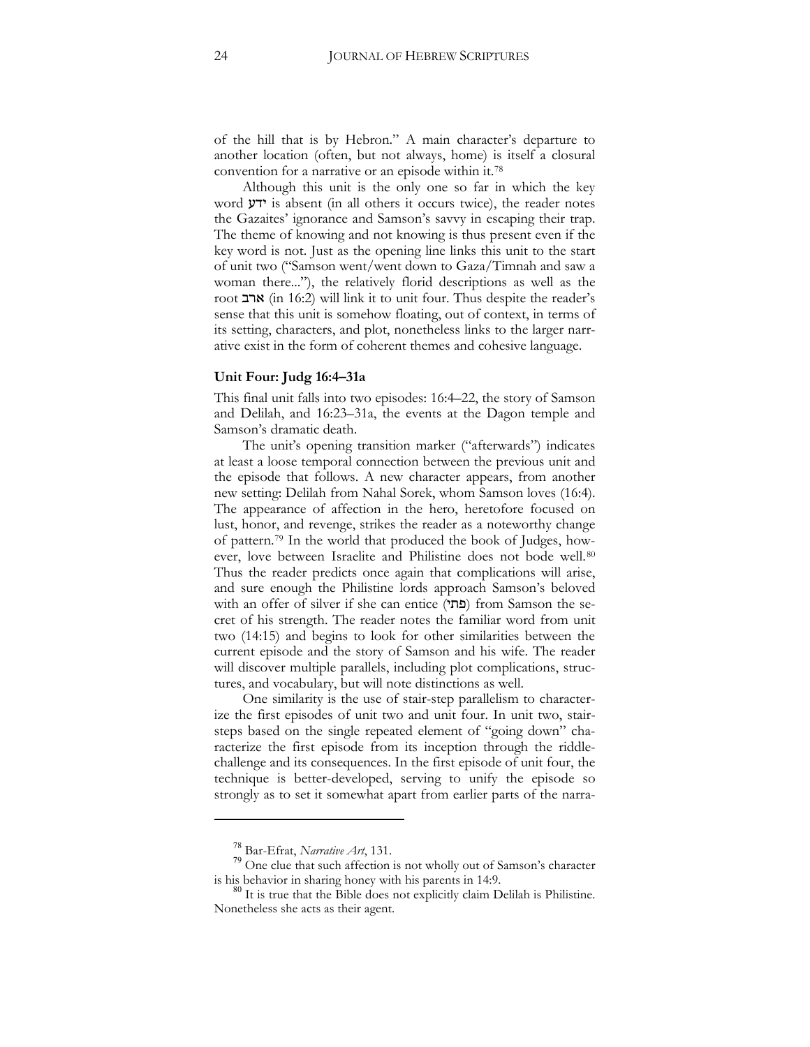of the hill that is by Hebron." A main character's departure to another location (often, but not always, home) is itself a closural convention for a narrative or an episode within it.[78]

Although this unit is the only one so far in which the key word ידע is absent (in all others it occurs twice), the reader notes the Gazaites' ignorance and Samson's savvy in escaping their trap. The theme of knowing and not knowing is thus present even if the key word is not. Just as the opening line links this unit to the start of unit two ("Samson went/went down to Gaza/Timnah and saw a woman there..."), the relatively florid descriptions as well as the root ארב (in 16:2) will link it to unit four. Thus despite the reader's sense that this unit is somehow floating, out of context, in terms of its setting, characters, and plot, nonetheless links to the larger narrative exist in the form of coherent themes and cohesive language.

### Unit Four: Judg 16:4–31a

This final unit falls into two episodes: 16:4–22, the story of Samson and Delilah, and 16:23–31a, the events at the Dagon temple and Samson's dramatic death.

The unit's opening transition marker ("afterwards") indicates at least a loose temporal connection between the previous unit and the episode that follows. A new character appears, from another new setting: Delilah from Nahal Sorek, whom Samson loves (16:4). The appearance of affection in the hero, heretofore focused on lust, honor, and revenge, strikes the reader as a noteworthy change of pattern.[79] In the world that produced the book of Judges, however, love between Israelite and Philistine does not bode well.[80] Thus the reader predicts once again that complications will arise, and sure enough the Philistine lords approach Samson's beloved with an offer of silver if she can entice (פתי) from Samson the secret of his strength. The reader notes the familiar word from unit two (14:15) and begins to look for other similarities between the current episode and the story of Samson and his wife. The reader will discover multiple parallels, including plot complications, structures, and vocabulary, but will note distinctions as well.

One similarity is the use of stair-step parallelism to characterize the first episodes of unit two and unit four. In unit two, stair-steps based on the single repeated element of "going down" characterize the first episode from its inception through the riddle-challenge and its consequences. In the first episode of unit four, the technique is better-developed, serving to unify the episode so strongly as to set it somewhat apart from earlier parts of the narra-

---

[78] Bar-Efrat, *Narrative Art*, 131.

[79] One clue that such affection is not wholly out of Samson's character is his behavior in sharing honey with his parents in 14:9.

[80] It is true that the Bible does not explicitly claim Delilah is Philistine. Nonetheless she acts as their agent.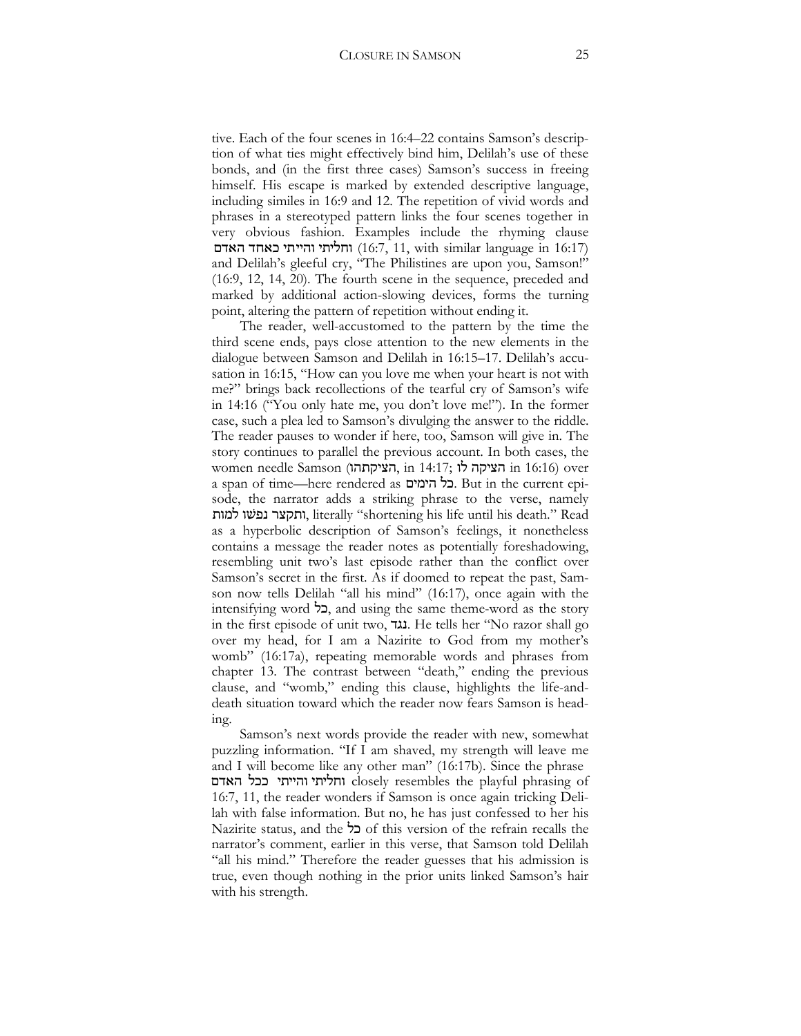tive. Each of the four scenes in 16:4–22 contains Samson's description of what ties might effectively bind him, Delilah's use of these bonds, and (in the first three cases) Samson's success in freeing himself. His escape is marked by extended descriptive language, including similes in 16:9 and 12. The repetition of vivid words and phrases in a stereotyped pattern links the four scenes together in very obvious fashion. Examples include the rhyming clause וחליתי והייתי כאחד האדם (16:7, 11, with similar language in 16:17) and Delilah's gleeful cry, "The Philistines are upon you, Samson!" (16:9, 12, 14, 20). The fourth scene in the sequence, preceded and marked by additional action-slowing devices, forms the turning point, altering the pattern of repetition without ending it.

The reader, well-accustomed to the pattern by the time the third scene ends, pays close attention to the new elements in the dialogue between Samson and Delilah in 16:15–17. Delilah's accusation in 16:15, "How can you love me when your heart is not with me?" brings back recollections of the tearful cry of Samson's wife in 14:16 ("You only hate me, you don't love me!"). In the former case, such a plea led to Samson's divulging the answer to the riddle. The reader pauses to wonder if here, too, Samson will give in. The story continues to parallel the previous account. In both cases, the women needle Samson (הציקתהו, in 14:17; הציקה לו in 16:16) over a span of time—here rendered as כל הימים. But in the current episode, the narrator adds a striking phrase to the verse, namely ותקצר נפשו למות, literally "shortening his life until his death." Read as a hyperbolic description of Samson's feelings, it nonetheless contains a message the reader notes as potentially foreshadowing, resembling unit two's last episode rather than the conflict over Samson's secret in the first. As if doomed to repeat the past, Samson now tells Delilah "all his mind" (16:17), once again with the intensifying word כל, and using the same theme-word as the story in the first episode of unit two, נגד. He tells her "No razor shall go over my head, for I am a Nazirite to God from my mother's womb" (16:17a), repeating memorable words and phrases from chapter 13. The contrast between "death," ending the previous clause, and "womb," ending this clause, highlights the life-and-death situation toward which the reader now fears Samson is heading.

Samson's next words provide the reader with new, somewhat puzzling information. "If I am shaved, my strength will leave me and I will become like any other man" (16:17b). Since the phrase וחליתי והייתי ככל האדם closely resembles the playful phrasing of 16:7, 11, the reader wonders if Samson is once again tricking Delilah with false information. But no, he has just confessed to her his Nazirite status, and the כל of this version of the refrain recalls the narrator's comment, earlier in this verse, that Samson told Delilah "all his mind." Therefore the reader guesses that his admission is true, even though nothing in the prior units linked Samson's hair with his strength.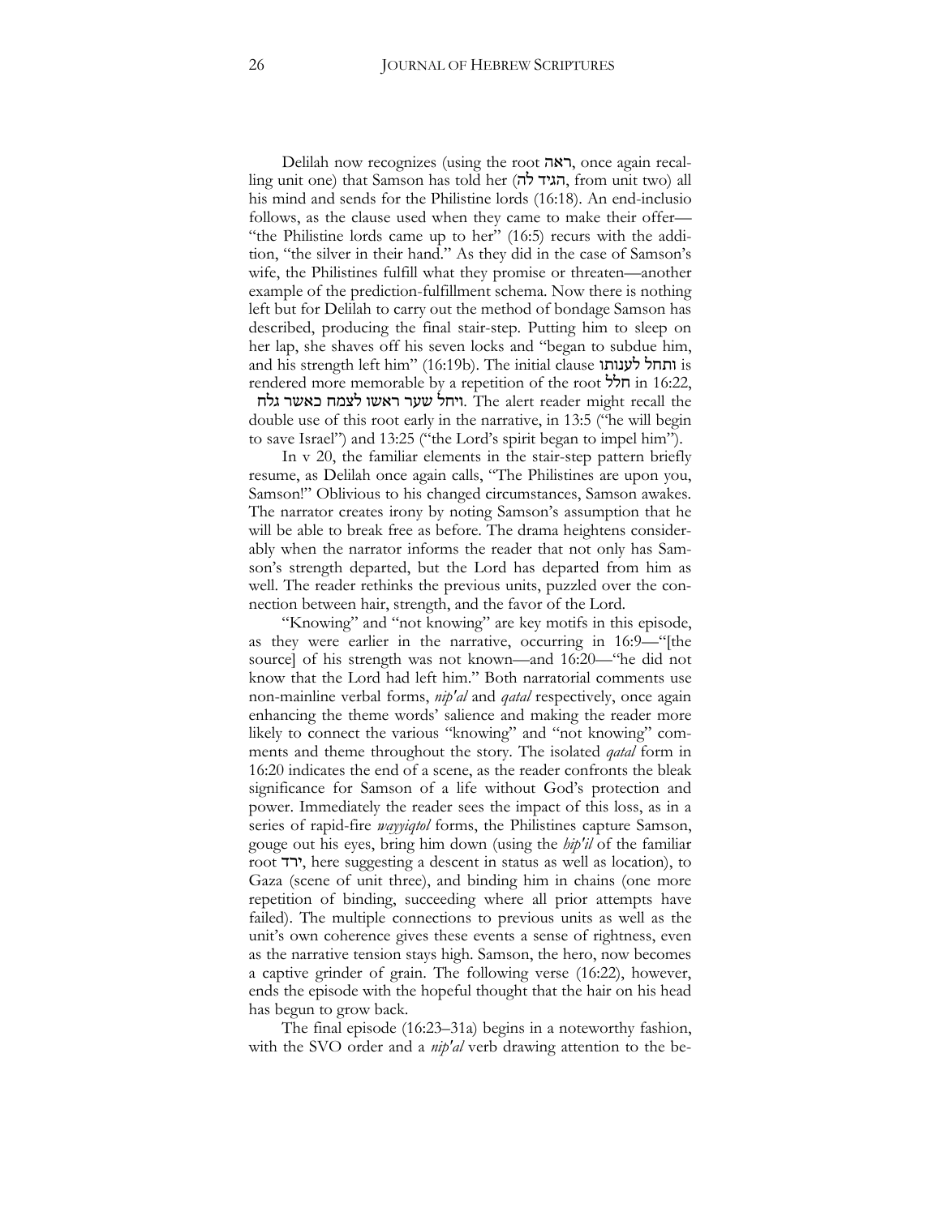Delilah now recognizes (using the root ראה, once again recalling unit one) that Samson has told her (הגיד לה, from unit two) all his mind and sends for the Philistine lords (16:18). An end-inclusio follows, as the clause used when they came to make their offer—"the Philistine lords came up to her" (16:5) recurs with the addition, "the silver in their hand." As they did in the case of Samson's wife, the Philistines fulfill what they promise or threaten—another example of the prediction-fulfillment schema. Now there is nothing left but for Delilah to carry out the method of bondage Samson has described, producing the final stair-step. Putting him to sleep on her lap, she shaves off his seven locks and "began to subdue him, and his strength left him" (16:19b). The initial clause ותחל לענותו is rendered more memorable by a repetition of the root חלל in 16:22, ויחל שער ראשו לצמח כאשר גלח. The alert reader might recall the double use of this root early in the narrative, in 13:5 ("he will begin to save Israel") and 13:25 ("the Lord's spirit began to impel him").

In v 20, the familiar elements in the stair-step pattern briefly resume, as Delilah once again calls, "The Philistines are upon you, Samson!" Oblivious to his changed circumstances, Samson awakes. The narrator creates irony by noting Samson's assumption that he will be able to break free as before. The drama heightens considerably when the narrator informs the reader that not only has Samson's strength departed, but the Lord has departed from him as well. The reader rethinks the previous units, puzzled over the connection between hair, strength, and the favor of the Lord.

"Knowing" and "not knowing" are key motifs in this episode, as they were earlier in the narrative, occurring in 16:9—"[the source] of his strength was not known—and 16:20—"he did not know that the Lord had left him." Both narratorial comments use non-mainline verbal forms, *nip'al* and *qatal* respectively, once again enhancing the theme words' salience and making the reader more likely to connect the various "knowing" and "not knowing" comments and theme throughout the story. The isolated *qatal* form in 16:20 indicates the end of a scene, as the reader confronts the bleak significance for Samson of a life without God's protection and power. Immediately the reader sees the impact of this loss, as in a series of rapid-fire *wayyiqtol* forms, the Philistines capture Samson, gouge out his eyes, bring him down (using the *hip'il* of the familiar root ירד, here suggesting a descent in status as well as location), to Gaza (scene of unit three), and binding him in chains (one more repetition of binding, succeeding where all prior attempts have failed). The multiple connections to previous units as well as the unit's own coherence gives these events a sense of rightness, even as the narrative tension stays high. Samson, the hero, now becomes a captive grinder of grain. The following verse (16:22), however, ends the episode with the hopeful thought that the hair on his head has begun to grow back.

The final episode (16:23–31a) begins in a noteworthy fashion, with the SVO order and a *nip'al* verb drawing attention to the be-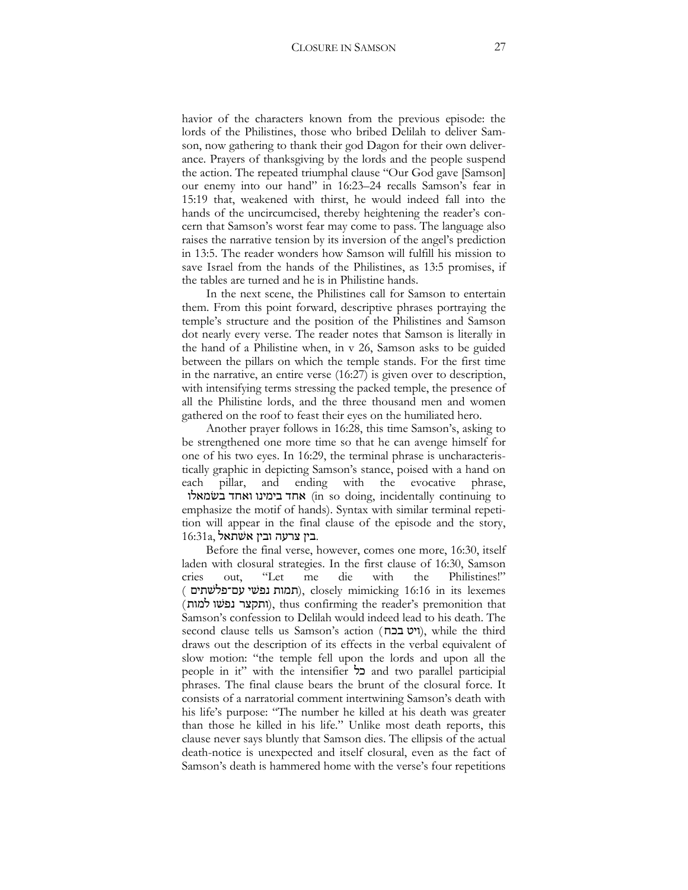havior of the characters known from the previous episode: the lords of the Philistines, those who bribed Delilah to deliver Samson, now gathering to thank their god Dagon for their own deliverance. Prayers of thanksgiving by the lords and the people suspend the action. The repeated triumphal clause "Our God gave [Samson] our enemy into our hand" in 16:23–24 recalls Samson's fear in 15:19 that, weakened with thirst, he would indeed fall into the hands of the uncircumcised, thereby heightening the reader's concern that Samson's worst fear may come to pass. The language also raises the narrative tension by its inversion of the angel's prediction in 13:5. The reader wonders how Samson will fulfill his mission to save Israel from the hands of the Philistines, as 13:5 promises, if the tables are turned and he is in Philistine hands.

In the next scene, the Philistines call for Samson to entertain them. From this point forward, descriptive phrases portraying the temple's structure and the position of the Philistines and Samson dot nearly every verse. The reader notes that Samson is literally in the hand of a Philistine when, in v 26, Samson asks to be guided between the pillars on which the temple stands. For the first time in the narrative, an entire verse (16:27) is given over to description, with intensifying terms stressing the packed temple, the presence of all the Philistine lords, and the three thousand men and women gathered on the roof to feast their eyes on the humiliated hero.

Another prayer follows in 16:28, this time Samson's, asking to be strengthened one more time so that he can avenge himself for one of his two eyes. In 16:29, the terminal phrase is uncharacteristically graphic in depicting Samson's stance, poised with a hand on each pillar, and ending with the evocative phrase, אחד בימינו ואחד בשׂמאלו (in so doing, incidentally continuing to emphasize the motif of hands). Syntax with similar terminal repetition will appear in the final clause of the episode and the story, 16:31a, בין צרעה ובין אשׁתאל.

Before the final verse, however, comes one more, 16:30, itself laden with closural strategies. In the first clause of 16:30, Samson cries out, "Let me die with the Philistines!" (תמות נפשׁי עם־פלשׁתים), closely mimicking 16:16 in its lexemes (ותקצר נפשׁו למות), thus confirming the reader's premonition that Samson's confession to Delilah would indeed lead to his death. The second clause tells us Samson's action (ויט בכח), while the third draws out the description of its effects in the verbal equivalent of slow motion: "the temple fell upon the lords and upon all the people in it" with the intensifier כל and two parallel participial phrases. The final clause bears the brunt of the closural force. It consists of a narratorial comment intertwining Samson's death with his life's purpose: "The number he killed at his death was greater than those he killed in his life." Unlike most death reports, this clause never says bluntly that Samson dies. The ellipsis of the actual death-notice is unexpected and itself closural, even as the fact of Samson's death is hammered home with the verse's four repetitions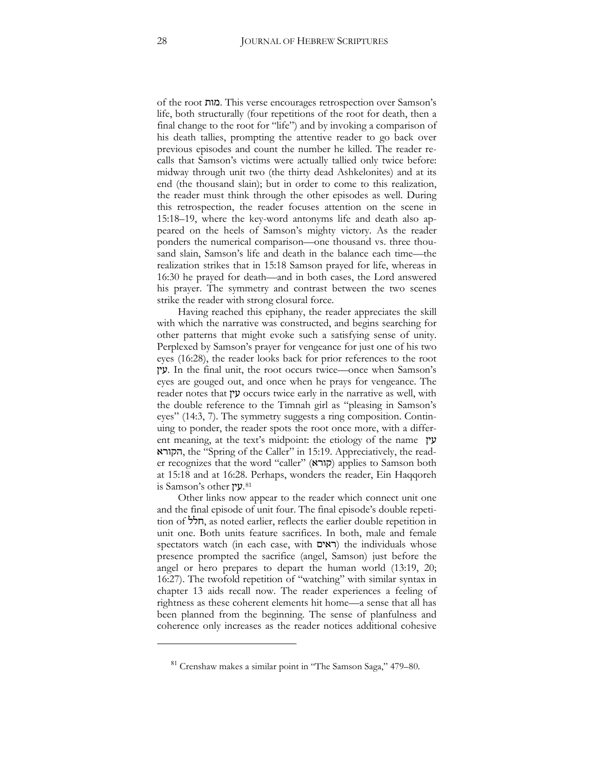of the root מות. This verse encourages retrospection over Samson's life, both structurally (four repetitions of the root for death, then a final change to the root for "life") and by invoking a comparison of his death tallies, prompting the attentive reader to go back over previous episodes and count the number he killed. The reader recalls that Samson's victims were actually tallied only twice before: midway through unit two (the thirty dead Ashkelonites) and at its end (the thousand slain); but in order to come to this realization, the reader must think through the other episodes as well. During this retrospection, the reader focuses attention on the scene in 15:18–19, where the key-word antonyms life and death also appeared on the heels of Samson's mighty victory. As the reader ponders the numerical comparison—one thousand vs. three thousand slain, Samson's life and death in the balance each time—the realization strikes that in 15:18 Samson prayed for life, whereas in 16:30 he prayed for death—and in both cases, the Lord answered his prayer. The symmetry and contrast between the two scenes strike the reader with strong closural force.

Having reached this epiphany, the reader appreciates the skill with which the narrative was constructed, and begins searching for other patterns that might evoke such a satisfying sense of unity. Perplexed by Samson's prayer for vengeance for just one of his two eyes (16:28), the reader looks back for prior references to the root עין. In the final unit, the root occurs twice—once when Samson's eyes are gouged out, and once when he prays for vengeance. The reader notes that עין occurs twice early in the narrative as well, with the double reference to the Timnah girl as "pleasing in Samson's eyes" (14:3, 7). The symmetry suggests a ring composition. Continuing to ponder, the reader spots the root once more, with a different meaning, at the text's midpoint: the etiology of the name עין הקורא, the "Spring of the Caller" in 15:19. Appreciatively, the reader recognizes that the word "caller" (קורא) applies to Samson both at 15:18 and at 16:28. Perhaps, wonders the reader, Ein Haqqoreh is Samson's other עין.[81]

Other links now appear to the reader which connect unit one and the final episode of unit four. The final episode's double repetition of חלל, as noted earlier, reflects the earlier double repetition in unit one. Both units feature sacrifices. In both, male and female spectators watch (in each case, with ראים) the individuals whose presence prompted the sacrifice (angel, Samson) just before the angel or hero prepares to depart the human world (13:19, 20; 16:27). The twofold repetition of "watching" with similar syntax in chapter 13 aids recall now. The reader experiences a feeling of rightness as these coherent elements hit home—a sense that all has been planned from the beginning. The sense of planfulness and coherence only increases as the reader notices additional cohesive

---

[81] Crenshaw makes a similar point in "The Samson Saga," 479–80.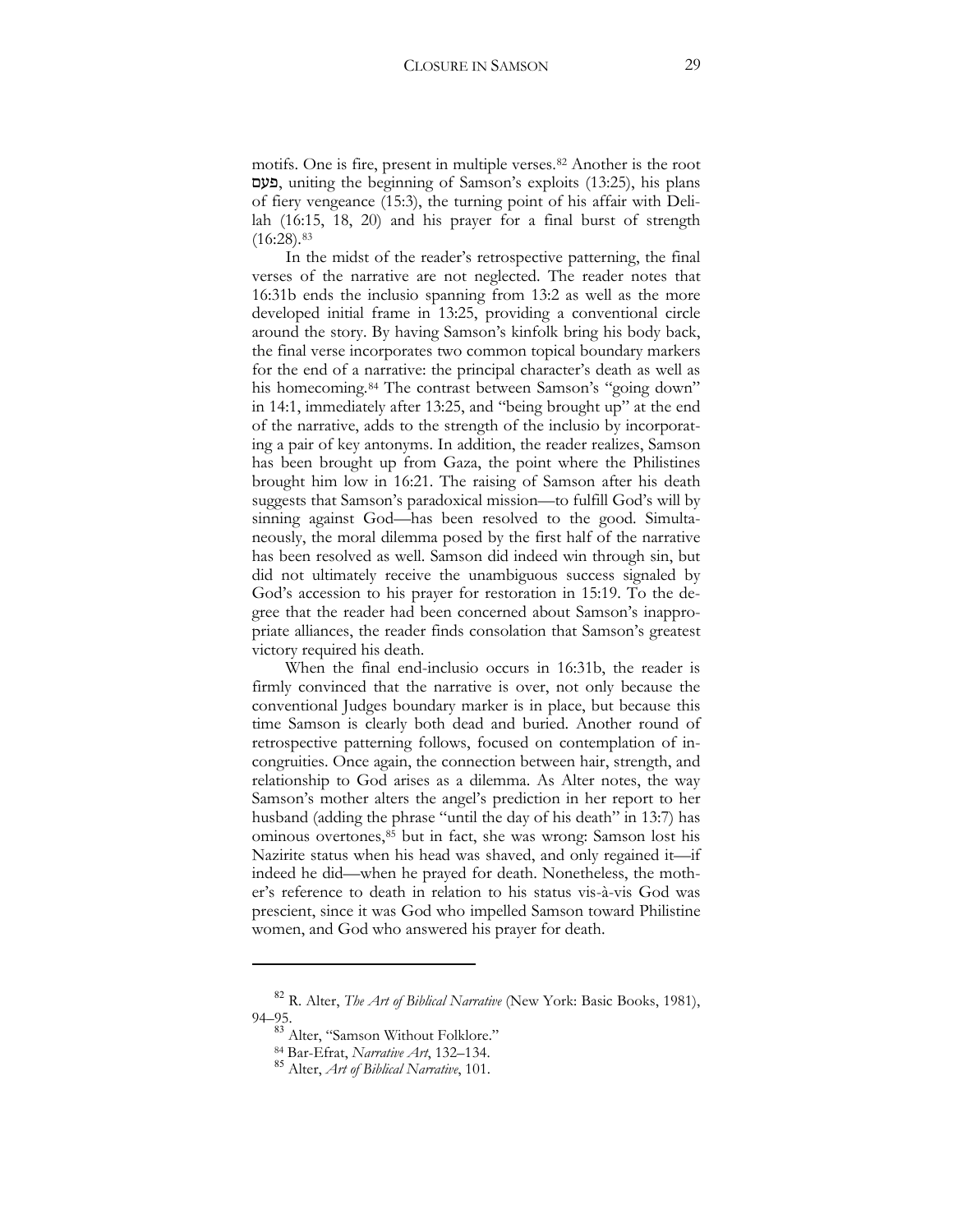motifs. One is fire, present in multiple verses.[82] Another is the root פעם, uniting the beginning of Samson's exploits (13:25), his plans of fiery vengeance (15:3), the turning point of his affair with Delilah (16:15, 18, 20) and his prayer for a final burst of strength (16:28).[83]

In the midst of the reader's retrospective patterning, the final verses of the narrative are not neglected. The reader notes that 16:31b ends the inclusio spanning from 13:2 as well as the more developed initial frame in 13:25, providing a conventional circle around the story. By having Samson's kinfolk bring his body back, the final verse incorporates two common topical boundary markers for the end of a narrative: the principal character's death as well as his homecoming.[84] The contrast between Samson's "going down" in 14:1, immediately after 13:25, and "being brought up" at the end of the narrative, adds to the strength of the inclusio by incorporating a pair of key antonyms. In addition, the reader realizes, Samson has been brought up from Gaza, the point where the Philistines brought him low in 16:21. The raising of Samson after his death suggests that Samson's paradoxical mission—to fulfill God's will by sinning against God—has been resolved to the good. Simultaneously, the moral dilemma posed by the first half of the narrative has been resolved as well. Samson did indeed win through sin, but did not ultimately receive the unambiguous success signaled by God's accession to his prayer for restoration in 15:19. To the degree that the reader had been concerned about Samson's inappropriate alliances, the reader finds consolation that Samson's greatest victory required his death.

When the final end-inclusio occurs in 16:31b, the reader is firmly convinced that the narrative is over, not only because the conventional Judges boundary marker is in place, but because this time Samson is clearly both dead and buried. Another round of retrospective patterning follows, focused on contemplation of incongruities. Once again, the connection between hair, strength, and relationship to God arises as a dilemma. As Alter notes, the way Samson's mother alters the angel's prediction in her report to her husband (adding the phrase "until the day of his death" in 13:7) has ominous overtones,[85] but in fact, she was wrong: Samson lost his Nazirite status when his head was shaved, and only regained it—if indeed he did—when he prayed for death. Nonetheless, the mother's reference to death in relation to his status vis-à-vis God was prescient, since it was God who impelled Samson toward Philistine women, and God who answered his prayer for death.

---

[82] R. Alter, *The Art of Biblical Narrative* (New York: Basic Books, 1981), 94–95.

[83] Alter, "Samson Without Folklore."

[84] Bar-Efrat, *Narrative Art*, 132–134.

[85] Alter, *Art of Biblical Narrative*, 101.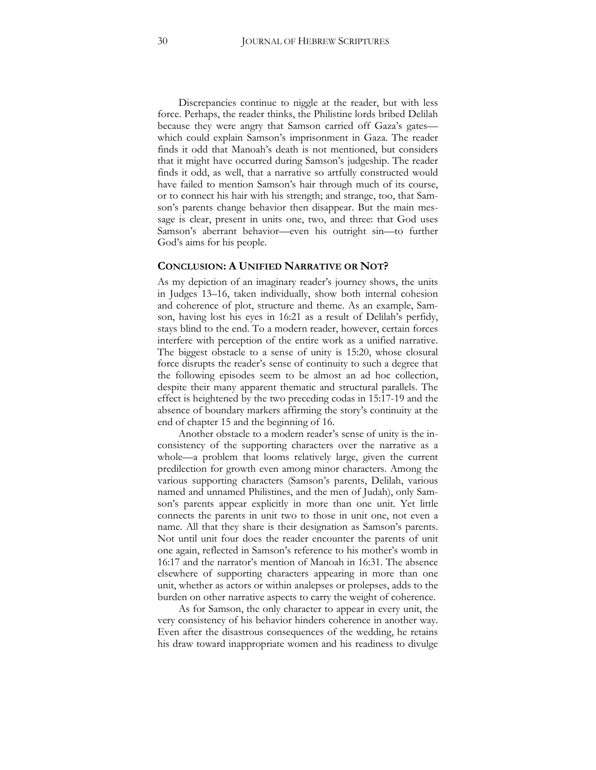Discrepancies continue to niggle at the reader, but with less force. Perhaps, the reader thinks, the Philistine lords bribed Delilah because they were angry that Samson carried off Gaza's gates—which could explain Samson's imprisonment in Gaza. The reader finds it odd that Manoah's death is not mentioned, but considers that it might have occurred during Samson's judgeship. The reader finds it odd, as well, that a narrative so artfully constructed would have failed to mention Samson's hair through much of its course, or to connect his hair with his strength; and strange, too, that Samson's parents change behavior then disappear. But the main message is clear, present in units one, two, and three: that God uses Samson's aberrant behavior—even his outright sin—to further God's aims for his people.

## CONCLUSION: A UNIFIED NARRATIVE OR NOT?

As my depiction of an imaginary reader's journey shows, the units in Judges 13–16, taken individually, show both internal cohesion and coherence of plot, structure and theme. As an example, Samson, having lost his eyes in 16:21 as a result of Delilah's perfidy, stays blind to the end. To a modern reader, however, certain forces interfere with perception of the entire work as a unified narrative. The biggest obstacle to a sense of unity is 15:20, whose closural force disrupts the reader's sense of continuity to such a degree that the following episodes seem to be almost an ad hoc collection, despite their many apparent thematic and structural parallels. The effect is heightened by the two preceding codas in 15:17-19 and the absence of boundary markers affirming the story's continuity at the end of chapter 15 and the beginning of 16.

Another obstacle to a modern reader's sense of unity is the inconsistency of the supporting characters over the narrative as a whole—a problem that looms relatively large, given the current predilection for growth even among minor characters. Among the various supporting characters (Samson's parents, Delilah, various named and unnamed Philistines, and the men of Judah), only Samson's parents appear explicitly in more than one unit. Yet little connects the parents in unit two to those in unit one, not even a name. All that they share is their designation as Samson's parents. Not until unit four does the reader encounter the parents of unit one again, reflected in Samson's reference to his mother's womb in 16:17 and the narrator's mention of Manoah in 16:31. The absence elsewhere of supporting characters appearing in more than one unit, whether as actors or within analepses or prolepses, adds to the burden on other narrative aspects to carry the weight of coherence.

As for Samson, the only character to appear in every unit, the very consistency of his behavior hinders coherence in another way. Even after the disastrous consequences of the wedding, he retains his draw toward inappropriate women and his readiness to divulge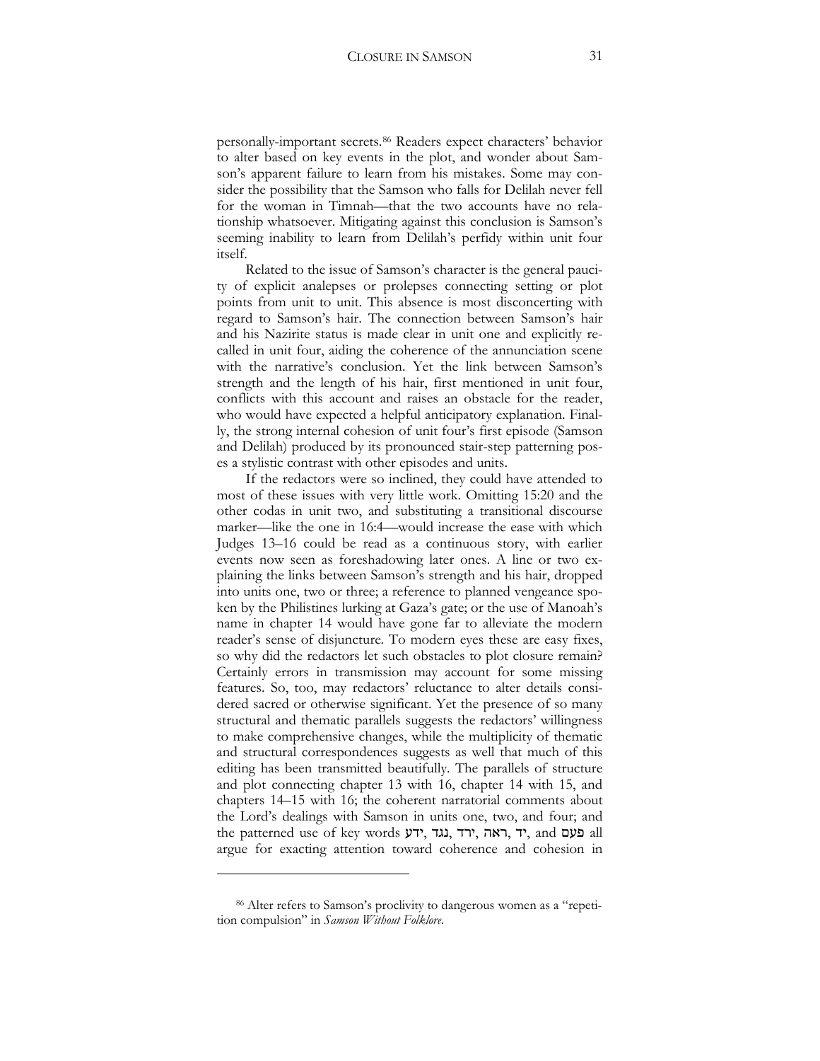personally-important secrets.[86] Readers expect characters' behavior to alter based on key events in the plot, and wonder about Samson's apparent failure to learn from his mistakes. Some may consider the possibility that the Samson who falls for Delilah never fell for the woman in Timnah—that the two accounts have no relationship whatsoever. Mitigating against this conclusion is Samson's seeming inability to learn from Delilah's perfidy within unit four itself.

Related to the issue of Samson's character is the general paucity of explicit analepses or prolepses connecting setting or plot points from unit to unit. This absence is most disconcerting with regard to Samson's hair. The connection between Samson's hair and his Nazirite status is made clear in unit one and explicitly recalled in unit four, aiding the coherence of the annunciation scene with the narrative's conclusion. Yet the link between Samson's strength and the length of his hair, first mentioned in unit four, conflicts with this account and raises an obstacle for the reader, who would have expected a helpful anticipatory explanation. Finally, the strong internal cohesion of unit four's first episode (Samson and Delilah) produced by its pronounced stair-step patterning poses a stylistic contrast with other episodes and units.

If the redactors were so inclined, they could have attended to most of these issues with very little work. Omitting 15:20 and the other codas in unit two, and substituting a transitional discourse marker—like the one in 16:4—would increase the ease with which Judges 13–16 could be read as a continuous story, with earlier events now seen as foreshadowing later ones. A line or two explaining the links between Samson's strength and his hair, dropped into units one, two or three; a reference to planned vengeance spoken by the Philistines lurking at Gaza's gate; or the use of Manoah's name in chapter 14 would have gone far to alleviate the modern reader's sense of disjuncture. To modern eyes these are easy fixes, so why did the redactors let such obstacles to plot closure remain? Certainly errors in transmission may account for some missing features. So, too, may redactors' reluctance to alter details considered sacred or otherwise significant. Yet the presence of so many structural and thematic parallels suggests the redactors' willingness to make comprehensive changes, while the multiplicity of thematic and structural correspondences suggests as well that much of this editing has been transmitted beautifully. The parallels of structure and plot connecting chapter 13 with 16, chapter 14 with 15, and chapters 14–15 with 16; the coherent narratorial comments about the Lord's dealings with Samson in units one, two, and four; and the patterned use of key words ידע, נגד, ירד, ראה, יד, and פעם all argue for exacting attention toward coherence and cohesion in

---

[86] Alter refers to Samson's proclivity to dangerous women as a "repetition compulsion" in *Samson Without Folklore*.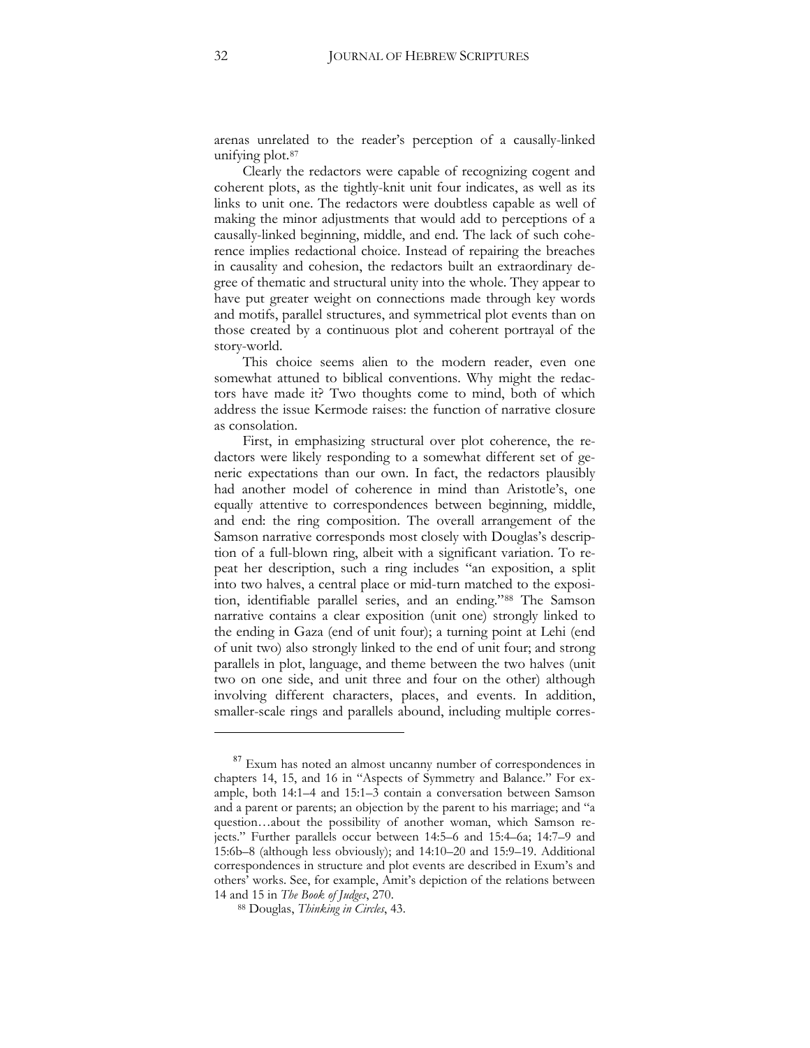arenas unrelated to the reader's perception of a causally-linked unifying plot.[87]

Clearly the redactors were capable of recognizing cogent and coherent plots, as the tightly-knit unit four indicates, as well as its links to unit one. The redactors were doubtless capable as well of making the minor adjustments that would add to perceptions of a causally-linked beginning, middle, and end. The lack of such coherence implies redactional choice. Instead of repairing the breaches in causality and cohesion, the redactors built an extraordinary degree of thematic and structural unity into the whole. They appear to have put greater weight on connections made through key words and motifs, parallel structures, and symmetrical plot events than on those created by a continuous plot and coherent portrayal of the story-world.

This choice seems alien to the modern reader, even one somewhat attuned to biblical conventions. Why might the redactors have made it? Two thoughts come to mind, both of which address the issue Kermode raises: the function of narrative closure as consolation.

First, in emphasizing structural over plot coherence, the redactors were likely responding to a somewhat different set of generic expectations than our own. In fact, the redactors plausibly had another model of coherence in mind than Aristotle's, one equally attentive to correspondences between beginning, middle, and end: the ring composition. The overall arrangement of the Samson narrative corresponds most closely with Douglas's description of a full-blown ring, albeit with a significant variation. To repeat her description, such a ring includes "an exposition, a split into two halves, a central place or mid-turn matched to the exposition, identifiable parallel series, and an ending."[88] The Samson narrative contains a clear exposition (unit one) strongly linked to the ending in Gaza (end of unit four); a turning point at Lehi (end of unit two) also strongly linked to the end of unit four; and strong parallels in plot, language, and theme between the two halves (unit two on one side, and unit three and four on the other) although involving different characters, places, and events. In addition, smaller-scale rings and parallels abound, including multiple corres-

---

[87] Exum has noted an almost uncanny number of correspondences in chapters 14, 15, and 16 in "Aspects of Symmetry and Balance." For example, both 14:1–4 and 15:1–3 contain a conversation between Samson and a parent or parents; an objection by the parent to his marriage; and "a question…about the possibility of another woman, which Samson rejects." Further parallels occur between 14:5–6 and 15:4–6a; 14:7–9 and 15:6b–8 (although less obviously); and 14:10–20 and 15:9–19. Additional correspondences in structure and plot events are described in Exum's and others' works. See, for example, Amit's depiction of the relations between 14 and 15 in *The Book of Judges*, 270.

[88] Douglas, *Thinking in Circles*, 43.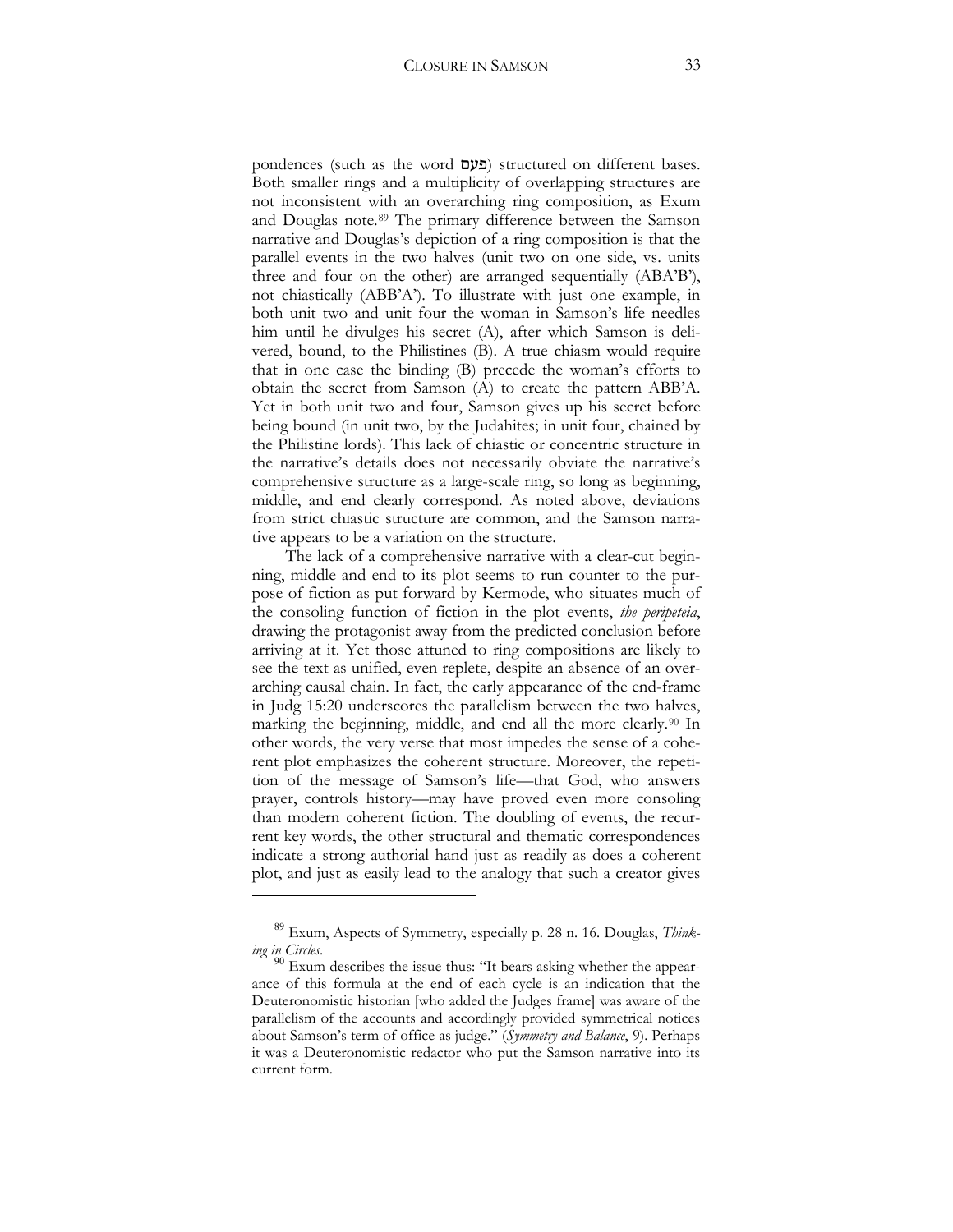pondences (such as the word פעם) structured on different bases. Both smaller rings and a multiplicity of overlapping structures are not inconsistent with an overarching ring composition, as Exum and Douglas note.[89] The primary difference between the Samson narrative and Douglas's depiction of a ring composition is that the parallel events in the two halves (unit two on one side, vs. units three and four on the other) are arranged sequentially (ABA'B'), not chiastically (ABB'A'). To illustrate with just one example, in both unit two and unit four the woman in Samson's life needles him until he divulges his secret (A), after which Samson is delivered, bound, to the Philistines (B). A true chiasm would require that in one case the binding (B) precede the woman's efforts to obtain the secret from Samson (A) to create the pattern ABB'A. Yet in both unit two and four, Samson gives up his secret before being bound (in unit two, by the Judahites; in unit four, chained by the Philistine lords). This lack of chiastic or concentric structure in the narrative's details does not necessarily obviate the narrative's comprehensive structure as a large-scale ring, so long as beginning, middle, and end clearly correspond. As noted above, deviations from strict chiastic structure are common, and the Samson narrative appears to be a variation on the structure.

The lack of a comprehensive narrative with a clear-cut beginning, middle and end to its plot seems to run counter to the purpose of fiction as put forward by Kermode, who situates much of the consoling function of fiction in the plot events, *the peripeteia*, drawing the protagonist away from the predicted conclusion before arriving at it. Yet those attuned to ring compositions are likely to see the text as unified, even replete, despite an absence of an overarching causal chain. In fact, the early appearance of the end-frame in Judg 15:20 underscores the parallelism between the two halves, marking the beginning, middle, and end all the more clearly.[90] In other words, the very verse that most impedes the sense of a coherent plot emphasizes the coherent structure. Moreover, the repetition of the message of Samson's life—that God, who answers prayer, controls history—may have proved even more consoling than modern coherent fiction. The doubling of events, the recurrent key words, the other structural and thematic correspondences indicate a strong authorial hand just as readily as does a coherent plot, and just as easily lead to the analogy that such a creator gives

---

[89] Exum, Aspects of Symmetry, especially p. 28 n. 16. Douglas, *Thinking in Circles*.

[90] Exum describes the issue thus: "It bears asking whether the appearance of this formula at the end of each cycle is an indication that the Deuteronomistic historian [who added the Judges frame] was aware of the parallelism of the accounts and accordingly provided symmetrical notices about Samson's term of office as judge." (*Symmetry and Balance*, 9). Perhaps it was a Deuteronomistic redactor who put the Samson narrative into its current form.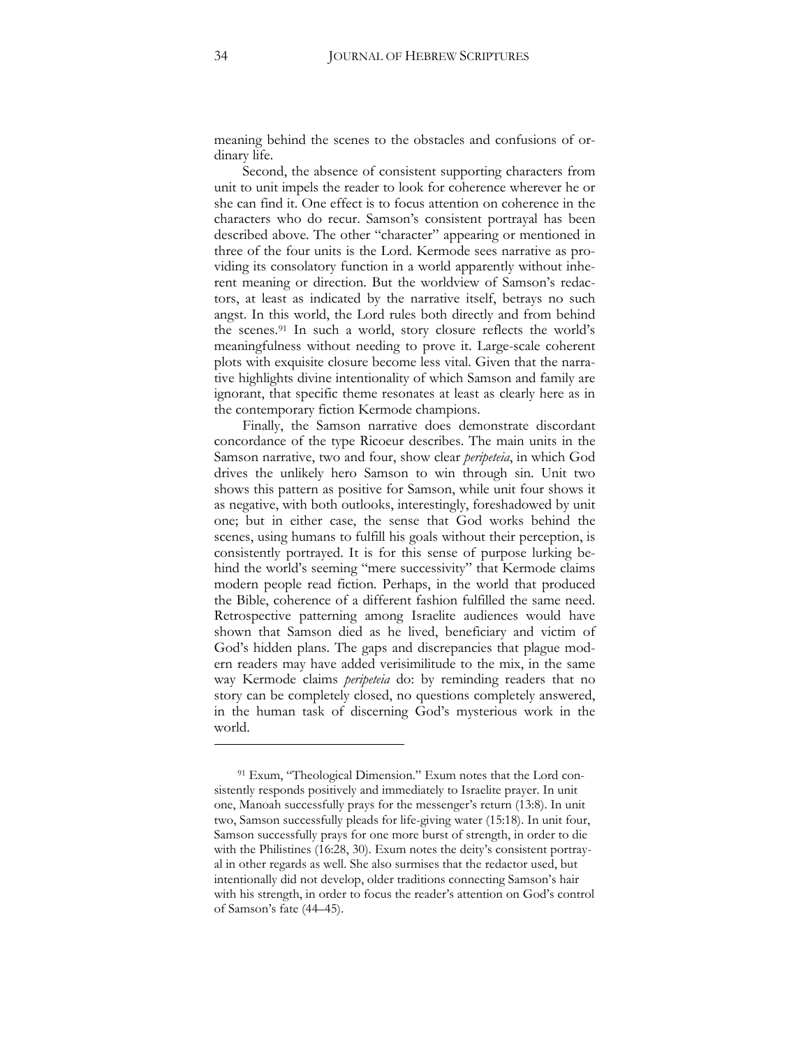meaning behind the scenes to the obstacles and confusions of ordinary life.

Second, the absence of consistent supporting characters from unit to unit impels the reader to look for coherence wherever he or she can find it. One effect is to focus attention on coherence in the characters who do recur. Samson's consistent portrayal has been described above. The other "character" appearing or mentioned in three of the four units is the Lord. Kermode sees narrative as providing its consolatory function in a world apparently without inherent meaning or direction. But the worldview of Samson's redactors, at least as indicated by the narrative itself, betrays no such angst. In this world, the Lord rules both directly and from behind the scenes.[91] In such a world, story closure reflects the world's meaningfulness without needing to prove it. Large-scale coherent plots with exquisite closure become less vital. Given that the narrative highlights divine intentionality of which Samson and family are ignorant, that specific theme resonates at least as clearly here as in the contemporary fiction Kermode champions.

Finally, the Samson narrative does demonstrate discordant concordance of the type Ricoeur describes. The main units in the Samson narrative, two and four, show clear *peripeteia*, in which God drives the unlikely hero Samson to win through sin. Unit two shows this pattern as positive for Samson, while unit four shows it as negative, with both outlooks, interestingly, foreshadowed by unit one; but in either case, the sense that God works behind the scenes, using humans to fulfill his goals without their perception, is consistently portrayed. It is for this sense of purpose lurking behind the world's seeming "mere successivity" that Kermode claims modern people read fiction. Perhaps, in the world that produced the Bible, coherence of a different fashion fulfilled the same need. Retrospective patterning among Israelite audiences would have shown that Samson died as he lived, beneficiary and victim of God's hidden plans. The gaps and discrepancies that plague modern readers may have added verisimilitude to the mix, in the same way Kermode claims *peripeteia* do: by reminding readers that no story can be completely closed, no questions completely answered, in the human task of discerning God's mysterious work in the world.

---

[91] Exum, "Theological Dimension." Exum notes that the Lord consistently responds positively and immediately to Israelite prayer. In unit one, Manoah successfully prays for the messenger's return (13:8). In unit two, Samson successfully pleads for life-giving water (15:18). In unit four, Samson successfully prays for one more burst of strength, in order to die with the Philistines (16:28, 30). Exum notes the deity's consistent portrayal in other regards as well. She also surmises that the redactor used, but intentionally did not develop, older traditions connecting Samson's hair with his strength, in order to focus the reader's attention on God's control of Samson's fate (44–45).